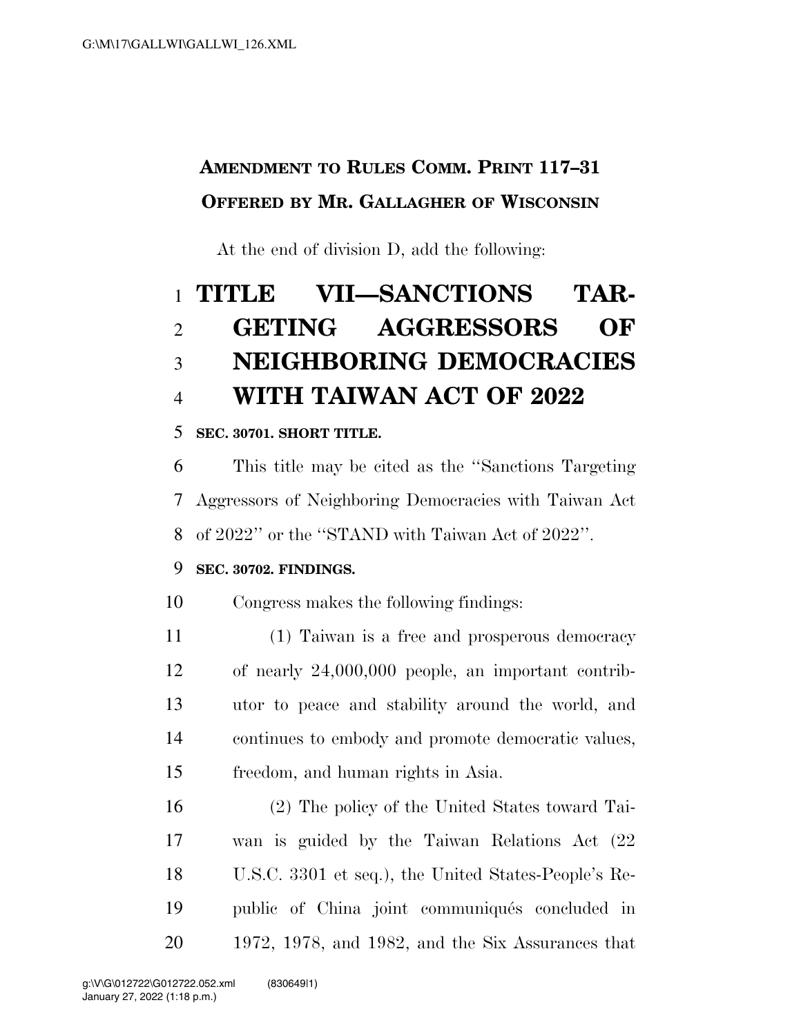**AMENDMENT TO RULES COMM. PRINT 117–31**
**OFFERED BY MR. GALLAGHER OF WISCONSIN**

At the end of division D, add the following:

# TITLE VII—SANCTIONS TARGETING AGGRESSORS OF NEIGHBORING DEMOCRACIES WITH TAIWAN ACT OF 2022

**SEC. 30701. SHORT TITLE.**

This title may be cited as the "Sanctions Targeting Aggressors of Neighboring Democracies with Taiwan Act of 2022" or the "STAND with Taiwan Act of 2022".

**SEC. 30702. FINDINGS.**

Congress makes the following findings:

(1) Taiwan is a free and prosperous democracy of nearly 24,000,000 people, an important contributor to peace and stability around the world, and continues to embody and promote democratic values, freedom, and human rights in Asia.

(2) The policy of the United States toward Taiwan is guided by the Taiwan Relations Act (22 U.S.C. 3301 et seq.), the United States-People's Republic of China joint communiqués concluded in 1972, 1978, and 1982, and the Six Assurances that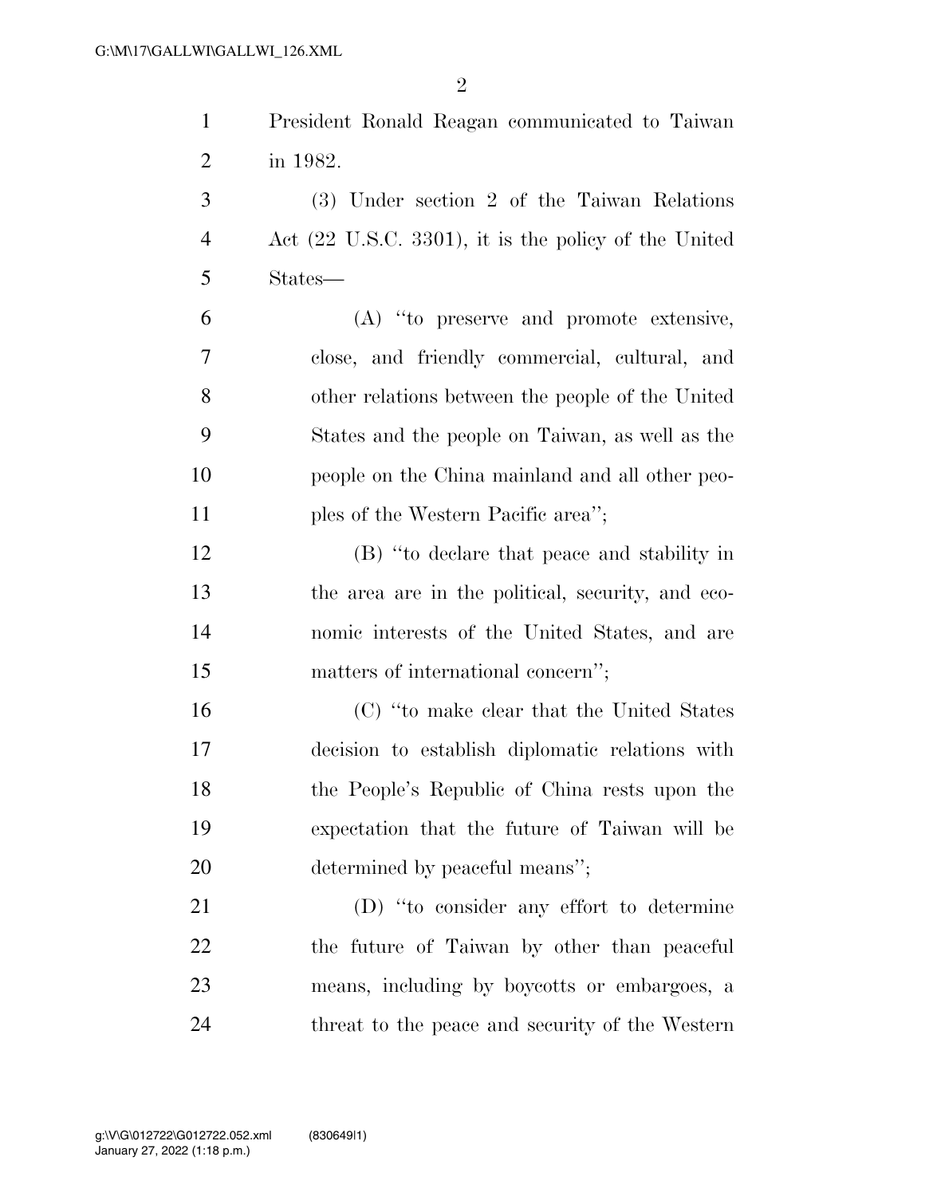President Ronald Reagan communicated to Taiwan in 1982.

(3) Under section 2 of the Taiwan Relations Act (22 U.S.C. 3301), it is the policy of the United States—

(A) "to preserve and promote extensive, close, and friendly commercial, cultural, and other relations between the people of the United States and the people on Taiwan, as well as the people on the China mainland and all other peoples of the Western Pacific area";

(B) "to declare that peace and stability in the area are in the political, security, and economic interests of the United States, and are matters of international concern";

(C) "to make clear that the United States decision to establish diplomatic relations with the People's Republic of China rests upon the expectation that the future of Taiwan will be determined by peaceful means";

(D) "to consider any effort to determine the future of Taiwan by other than peaceful means, including by boycotts or embargoes, a threat to the peace and security of the Western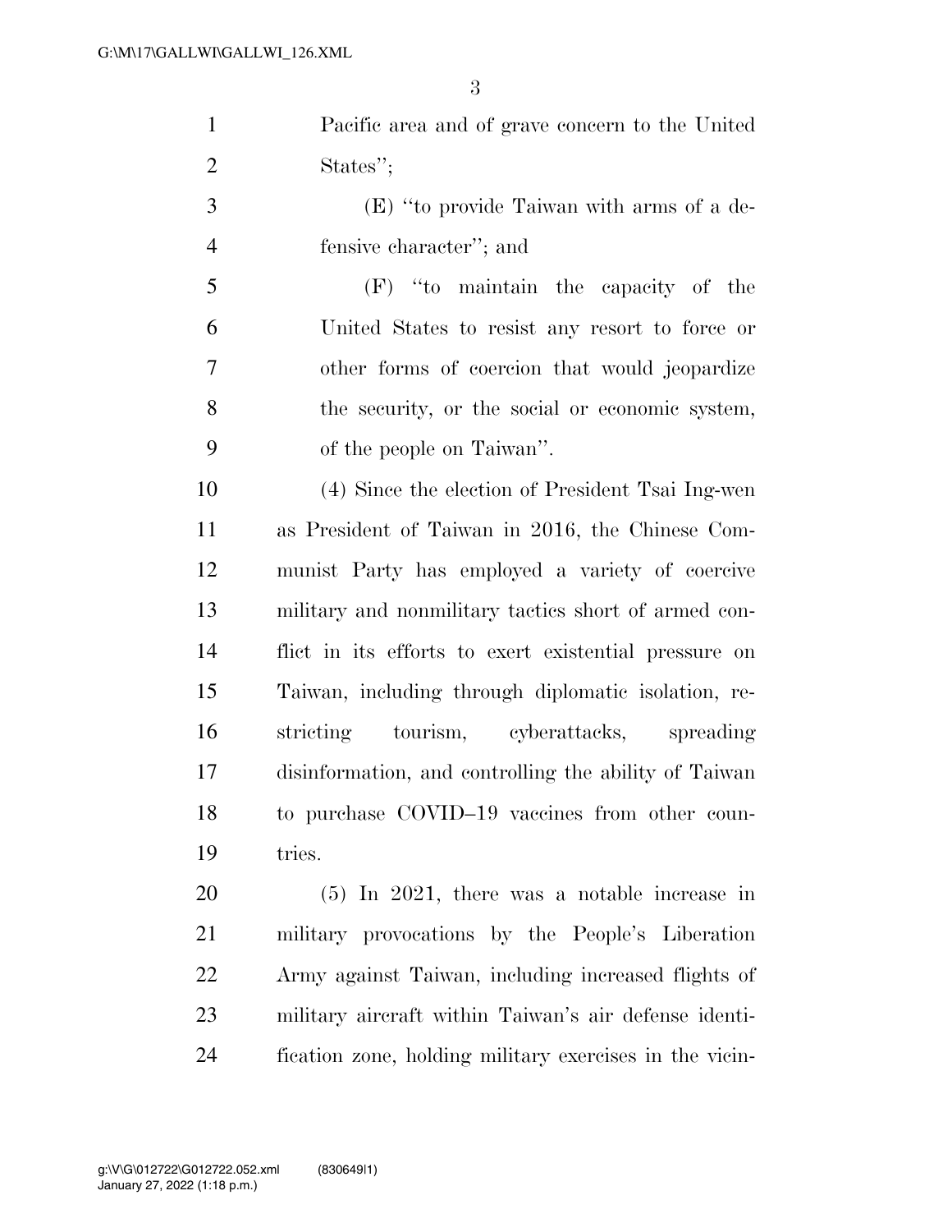Pacific area and of grave concern to the United States'';

(E) ''to provide Taiwan with arms of a defensive character''; and

(F) ''to maintain the capacity of the United States to resist any resort to force or other forms of coercion that would jeopardize the security, or the social or economic system, of the people on Taiwan''.

(4) Since the election of President Tsai Ing-wen as President of Taiwan in 2016, the Chinese Communist Party has employed a variety of coercive military and nonmilitary tactics short of armed conflict in its efforts to exert existential pressure on Taiwan, including through diplomatic isolation, restricting tourism, cyberattacks, spreading disinformation, and controlling the ability of Taiwan to purchase COVID–19 vaccines from other countries.

(5) In 2021, there was a notable increase in military provocations by the People's Liberation Army against Taiwan, including increased flights of military aircraft within Taiwan's air defense identification zone, holding military exercises in the vicin-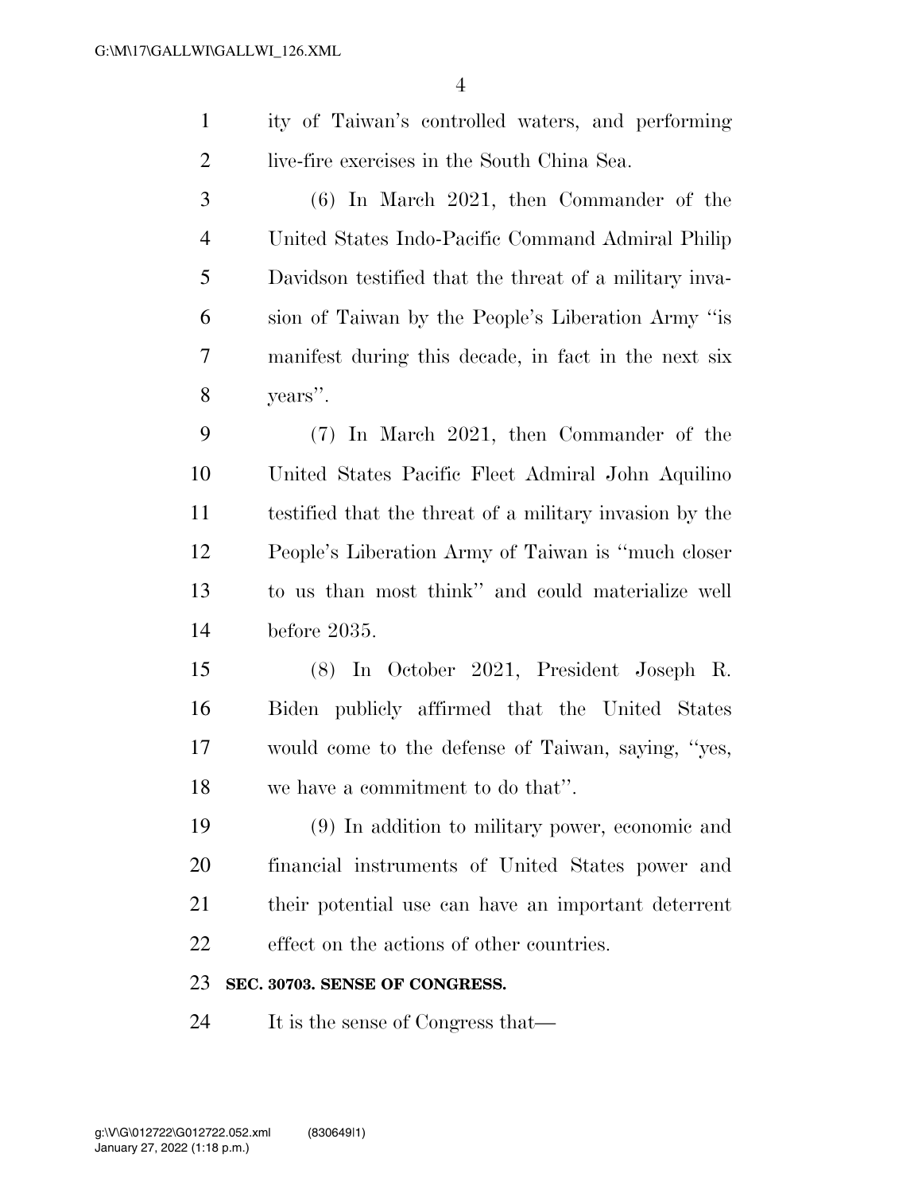ity of Taiwan's controlled waters, and performing live-fire exercises in the South China Sea.

(6) In March 2021, then Commander of the United States Indo-Pacific Command Admiral Philip Davidson testified that the threat of a military invasion of Taiwan by the People's Liberation Army "is manifest during this decade, in fact in the next six years".

(7) In March 2021, then Commander of the United States Pacific Fleet Admiral John Aquilino testified that the threat of a military invasion by the People's Liberation Army of Taiwan is "much closer to us than most think" and could materialize well before 2035.

(8) In October 2021, President Joseph R. Biden publicly affirmed that the United States would come to the defense of Taiwan, saying, "yes, we have a commitment to do that".

(9) In addition to military power, economic and financial instruments of United States power and their potential use can have an important deterrent effect on the actions of other countries.

**SEC. 30703. SENSE OF CONGRESS.**

It is the sense of Congress that—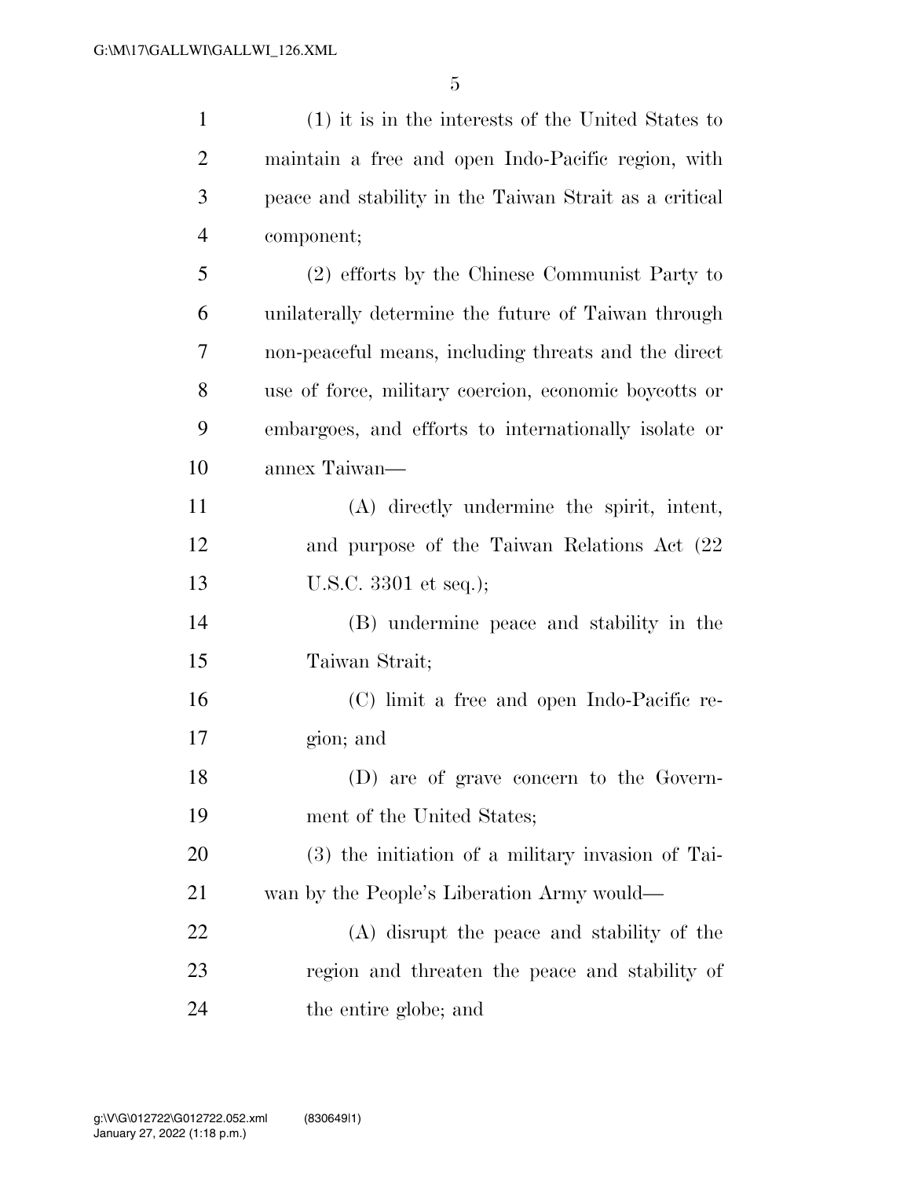(1) it is in the interests of the United States to maintain a free and open Indo-Pacific region, with peace and stability in the Taiwan Strait as a critical component;

(2) efforts by the Chinese Communist Party to unilaterally determine the future of Taiwan through non-peaceful means, including threats and the direct use of force, military coercion, economic boycotts or embargoes, and efforts to internationally isolate or annex Taiwan—

(A) directly undermine the spirit, intent, and purpose of the Taiwan Relations Act (22 U.S.C. 3301 et seq.);

(B) undermine peace and stability in the Taiwan Strait;

(C) limit a free and open Indo-Pacific region; and

(D) are of grave concern to the Government of the United States;

(3) the initiation of a military invasion of Taiwan by the People's Liberation Army would—

(A) disrupt the peace and stability of the region and threaten the peace and stability of the entire globe; and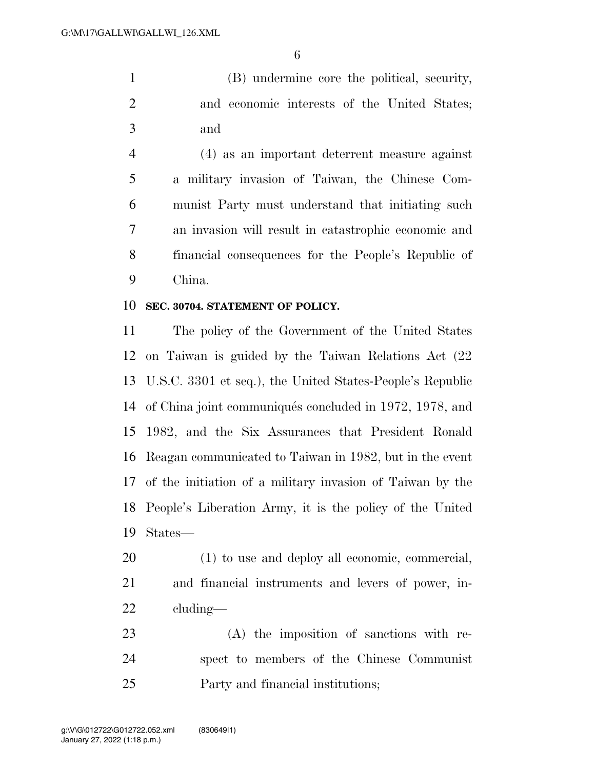(B) undermine core the political, security, and economic interests of the United States; and

(4) as an important deterrent measure against a military invasion of Taiwan, the Chinese Communist Party must understand that initiating such an invasion will result in catastrophic economic and financial consequences for the People's Republic of China.

**SEC. 30704. STATEMENT OF POLICY.**

The policy of the Government of the United States on Taiwan is guided by the Taiwan Relations Act (22 U.S.C. 3301 et seq.), the United States-People's Republic of China joint communiqués concluded in 1972, 1978, and 1982, and the Six Assurances that President Ronald Reagan communicated to Taiwan in 1982, but in the event of the initiation of a military invasion of Taiwan by the People's Liberation Army, it is the policy of the United States—

(1) to use and deploy all economic, commercial, and financial instruments and levers of power, including—

(A) the imposition of sanctions with respect to members of the Chinese Communist Party and financial institutions;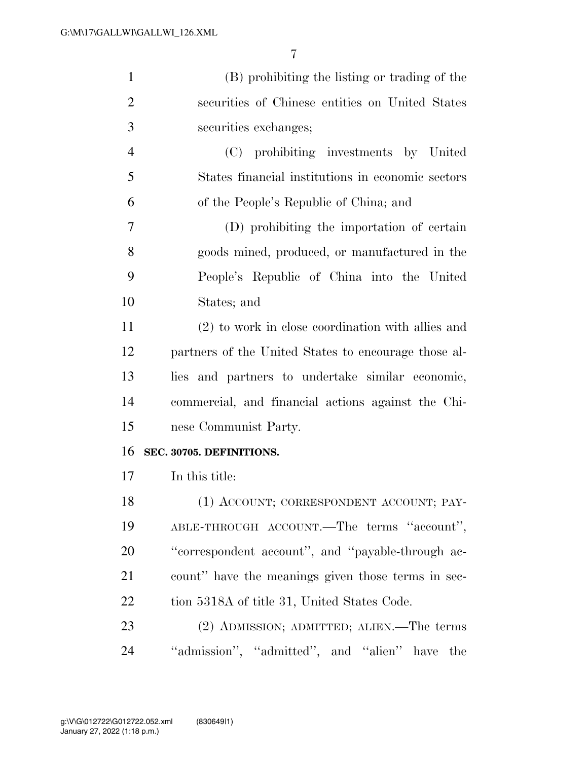(B) prohibiting the listing or trading of the securities of Chinese entities on United States securities exchanges;

(C) prohibiting investments by United States financial institutions in economic sectors of the People's Republic of China; and

(D) prohibiting the importation of certain goods mined, produced, or manufactured in the People's Republic of China into the United States; and

(2) to work in close coordination with allies and partners of the United States to encourage those allies and partners to undertake similar economic, commercial, and financial actions against the Chinese Communist Party.

**SEC. 30705. DEFINITIONS.**

In this title:

(1) ACCOUNT; CORRESPONDENT ACCOUNT; PAYABLE-THROUGH ACCOUNT.—The terms "account", "correspondent account", and "payable-through account" have the meanings given those terms in section 5318A of title 31, United States Code.

(2) ADMISSION; ADMITTED; ALIEN.—The terms "admission", "admitted", and "alien" have the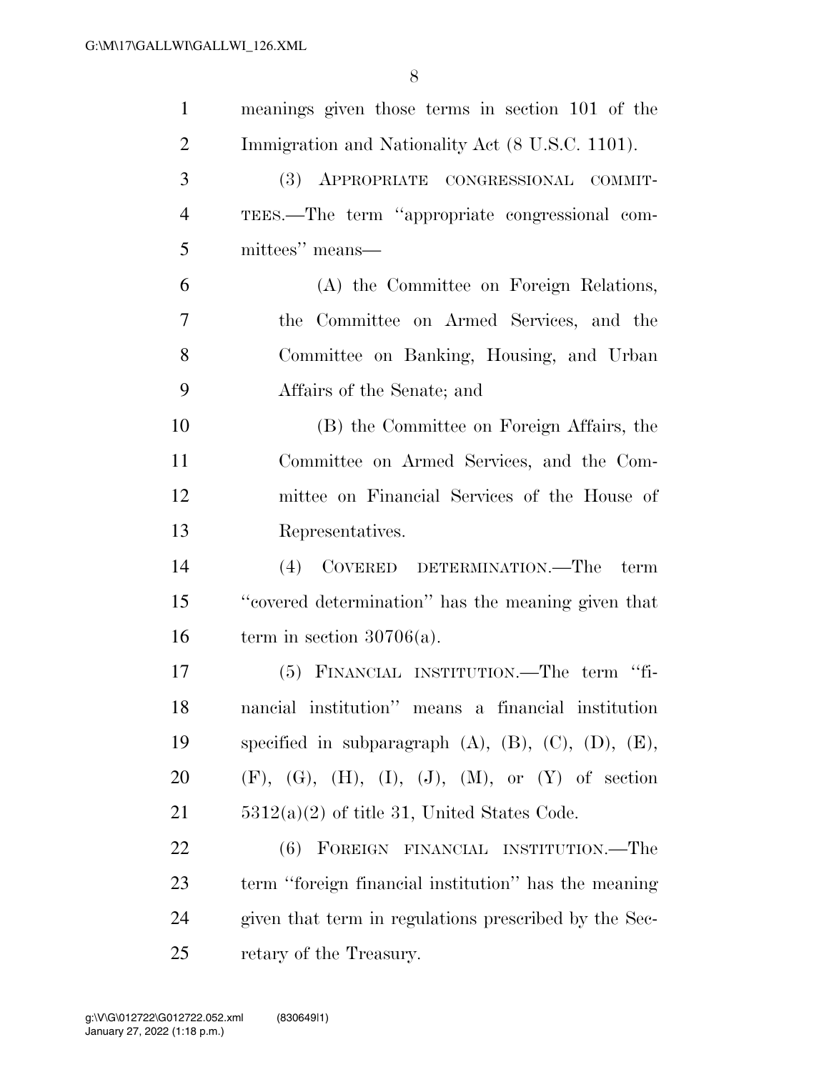meanings given those terms in section 101 of the Immigration and Nationality Act (8 U.S.C. 1101).

(3) APPROPRIATE CONGRESSIONAL COMMITTEES.—The term ''appropriate congressional committees'' means—

(A) the Committee on Foreign Relations, the Committee on Armed Services, and the Committee on Banking, Housing, and Urban Affairs of the Senate; and

(B) the Committee on Foreign Affairs, the Committee on Armed Services, and the Committee on Financial Services of the House of Representatives.

(4) COVERED DETERMINATION.—The term ''covered determination'' has the meaning given that term in section 30706(a).

(5) FINANCIAL INSTITUTION.—The term ''financial institution'' means a financial institution specified in subparagraph (A), (B), (C), (D), (E), (F), (G), (H), (I), (J), (M), or (Y) of section 5312(a)(2) of title 31, United States Code.

(6) FOREIGN FINANCIAL INSTITUTION.—The term ''foreign financial institution'' has the meaning given that term in regulations prescribed by the Secretary of the Treasury.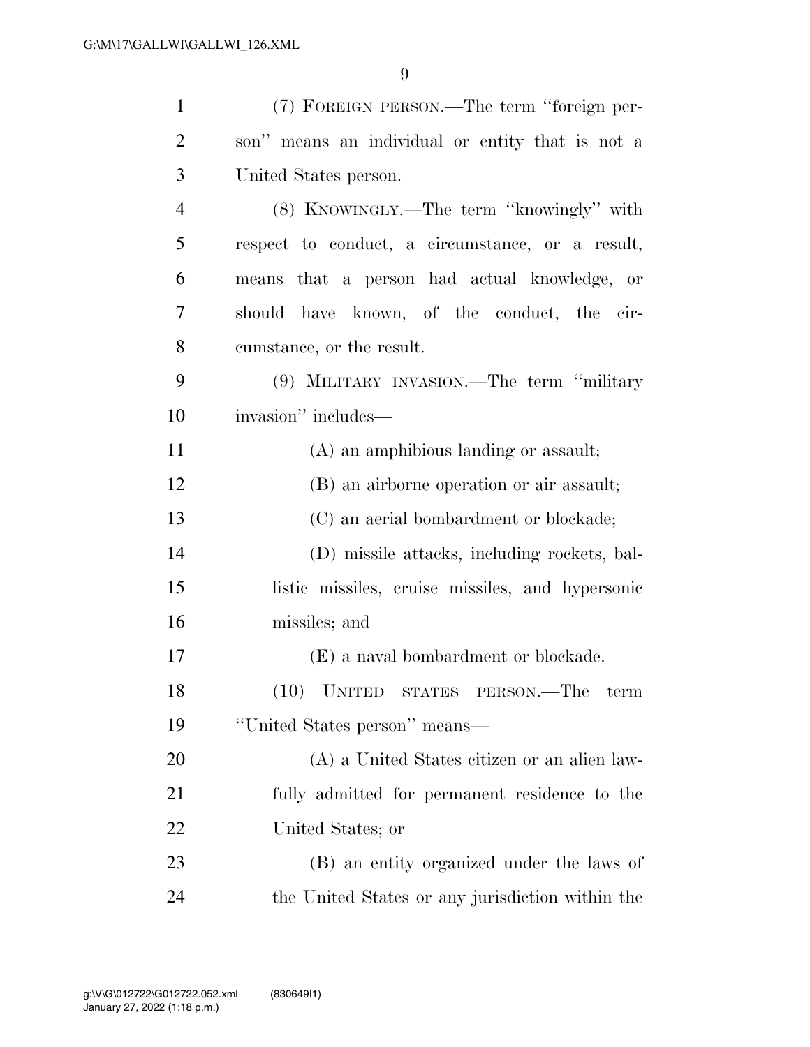(7) FOREIGN PERSON.—The term "foreign person" means an individual or entity that is not a United States person.

(8) KNOWINGLY.—The term "knowingly" with respect to conduct, a circumstance, or a result, means that a person had actual knowledge, or should have known, of the conduct, the circumstance, or the result.

(9) MILITARY INVASION.—The term "military invasion" includes—

(A) an amphibious landing or assault;

(B) an airborne operation or air assault;

(C) an aerial bombardment or blockade;

(D) missile attacks, including rockets, ballistic missiles, cruise missiles, and hypersonic missiles; and

(E) a naval bombardment or blockade.

(10) UNITED STATES PERSON.—The term "United States person" means—

(A) a United States citizen or an alien lawfully admitted for permanent residence to the United States; or

(B) an entity organized under the laws of the United States or any jurisdiction within the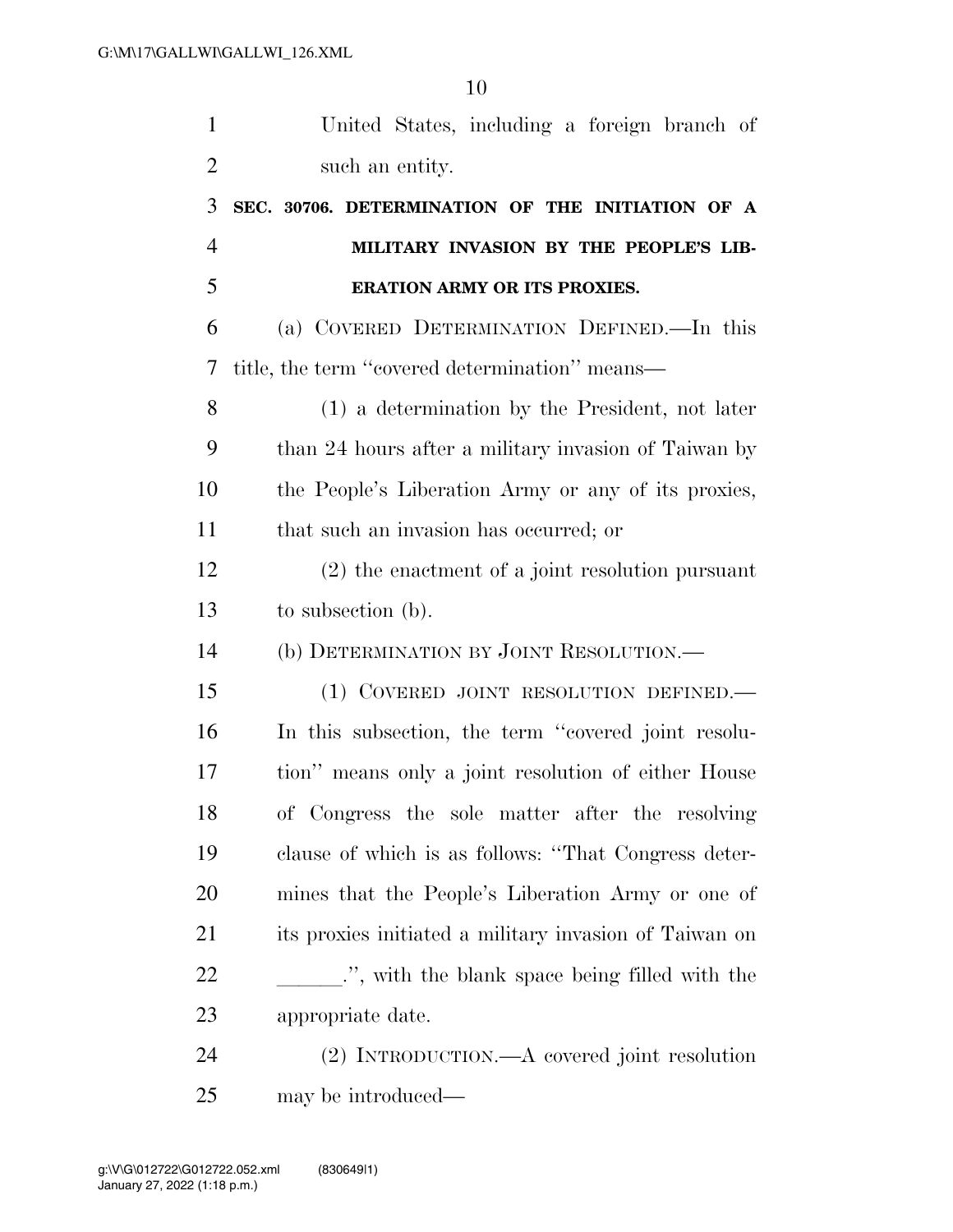United States, including a foreign branch of such an entity.

**SEC. 30706. DETERMINATION OF THE INITIATION OF A MILITARY INVASION BY THE PEOPLE'S LIBERATION ARMY OR ITS PROXIES.**

(a) COVERED DETERMINATION DEFINED.—In this title, the term ''covered determination'' means—

(1) a determination by the President, not later than 24 hours after a military invasion of Taiwan by the People's Liberation Army or any of its proxies, that such an invasion has occurred; or

(2) the enactment of a joint resolution pursuant to subsection (b).

(b) DETERMINATION BY JOINT RESOLUTION.—

(1) COVERED JOINT RESOLUTION DEFINED.—In this subsection, the term ''covered joint resolution'' means only a joint resolution of either House of Congress the sole matter after the resolving clause of which is as follows: ''That Congress determines that the People's Liberation Army or one of its proxies initiated a military invasion of Taiwan on \_\_\_\_\_\_.'', with the blank space being filled with the appropriate date.

(2) INTRODUCTION.—A covered joint resolution may be introduced—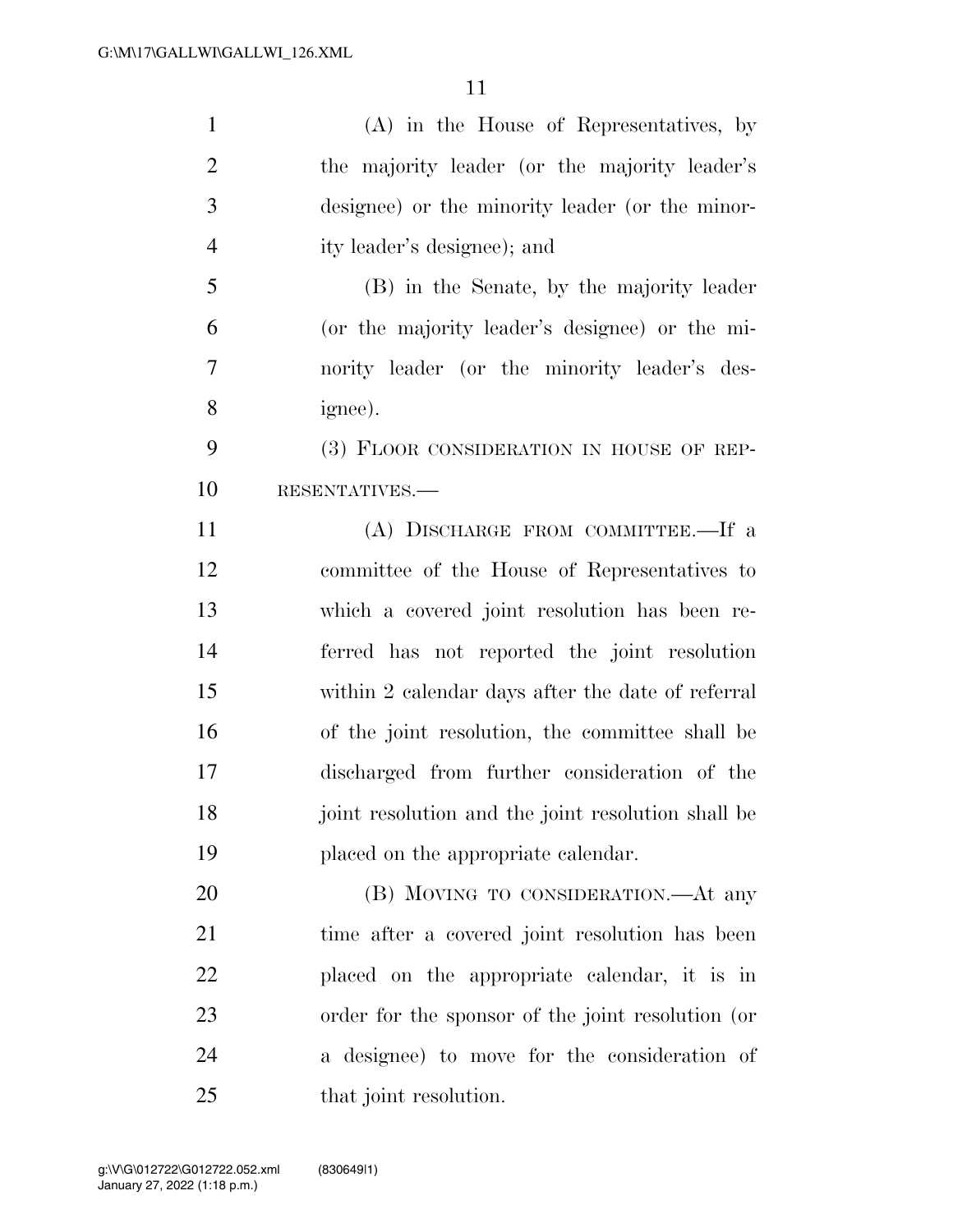(A) in the House of Representatives, by the majority leader (or the majority leader's designee) or the minority leader (or the minority leader's designee); and

(B) in the Senate, by the majority leader (or the majority leader's designee) or the minority leader (or the minority leader's designee).

(3) FLOOR CONSIDERATION IN HOUSE OF REPRESENTATIVES.—

(A) DISCHARGE FROM COMMITTEE.—If a committee of the House of Representatives to which a covered joint resolution has been referred has not reported the joint resolution within 2 calendar days after the date of referral of the joint resolution, the committee shall be discharged from further consideration of the joint resolution and the joint resolution shall be placed on the appropriate calendar.

(B) MOVING TO CONSIDERATION.—At any time after a covered joint resolution has been placed on the appropriate calendar, it is in order for the sponsor of the joint resolution (or a designee) to move for the consideration of that joint resolution.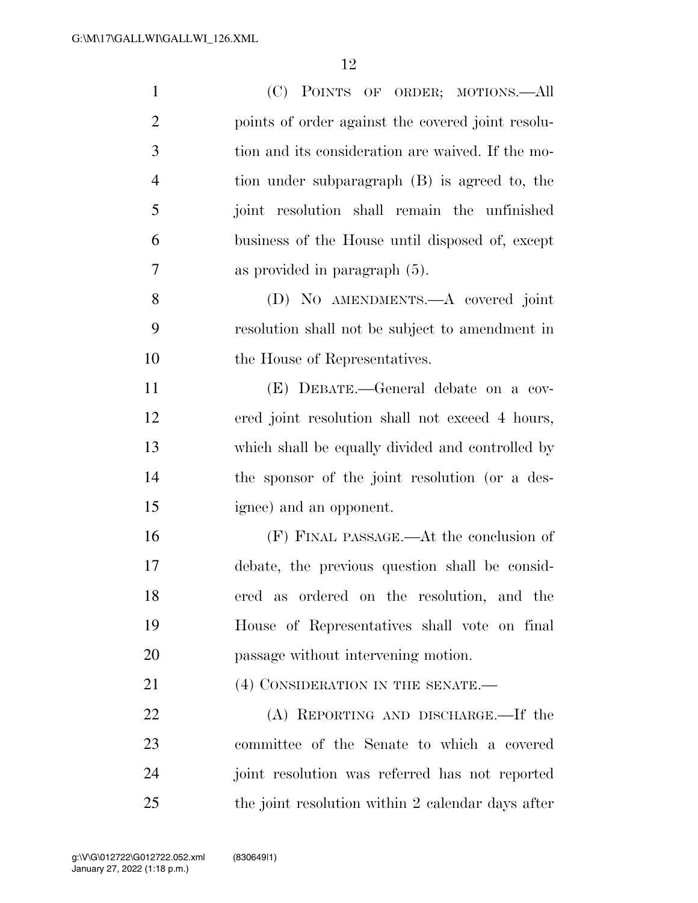(C) Points of order; motions.—All points of order against the covered joint resolution and its consideration are waived. If the motion under subparagraph (B) is agreed to, the joint resolution shall remain the unfinished business of the House until disposed of, except as provided in paragraph (5).

(D) No amendments.—A covered joint resolution shall not be subject to amendment in the House of Representatives.

(E) Debate.—General debate on a covered joint resolution shall not exceed 4 hours, which shall be equally divided and controlled by the sponsor of the joint resolution (or a designee) and an opponent.

(F) Final passage.—At the conclusion of debate, the previous question shall be considered as ordered on the resolution, and the House of Representatives shall vote on final passage without intervening motion.

(4) Consideration in the senate.—

(A) Reporting and discharge.—If the committee of the Senate to which a covered joint resolution was referred has not reported the joint resolution within 2 calendar days after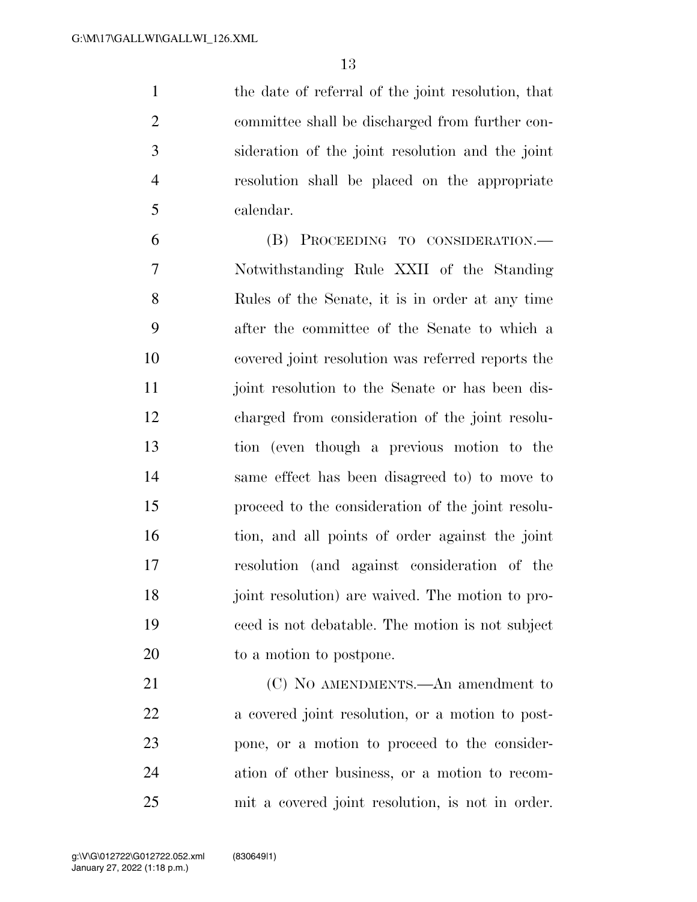the date of referral of the joint resolution, that committee shall be discharged from further consideration of the joint resolution and the joint resolution shall be placed on the appropriate calendar.

(B) PROCEEDING TO CONSIDERATION.—Notwithstanding Rule XXII of the Standing Rules of the Senate, it is in order at any time after the committee of the Senate to which a covered joint resolution was referred reports the joint resolution to the Senate or has been discharged from consideration of the joint resolution (even though a previous motion to the same effect has been disagreed to) to move to proceed to the consideration of the joint resolution, and all points of order against the joint resolution (and against consideration of the joint resolution) are waived. The motion to proceed is not debatable. The motion is not subject to a motion to postpone.

(C) NO AMENDMENTS.—An amendment to a covered joint resolution, or a motion to postpone, or a motion to proceed to the consideration of other business, or a motion to recommit a covered joint resolution, is not in order.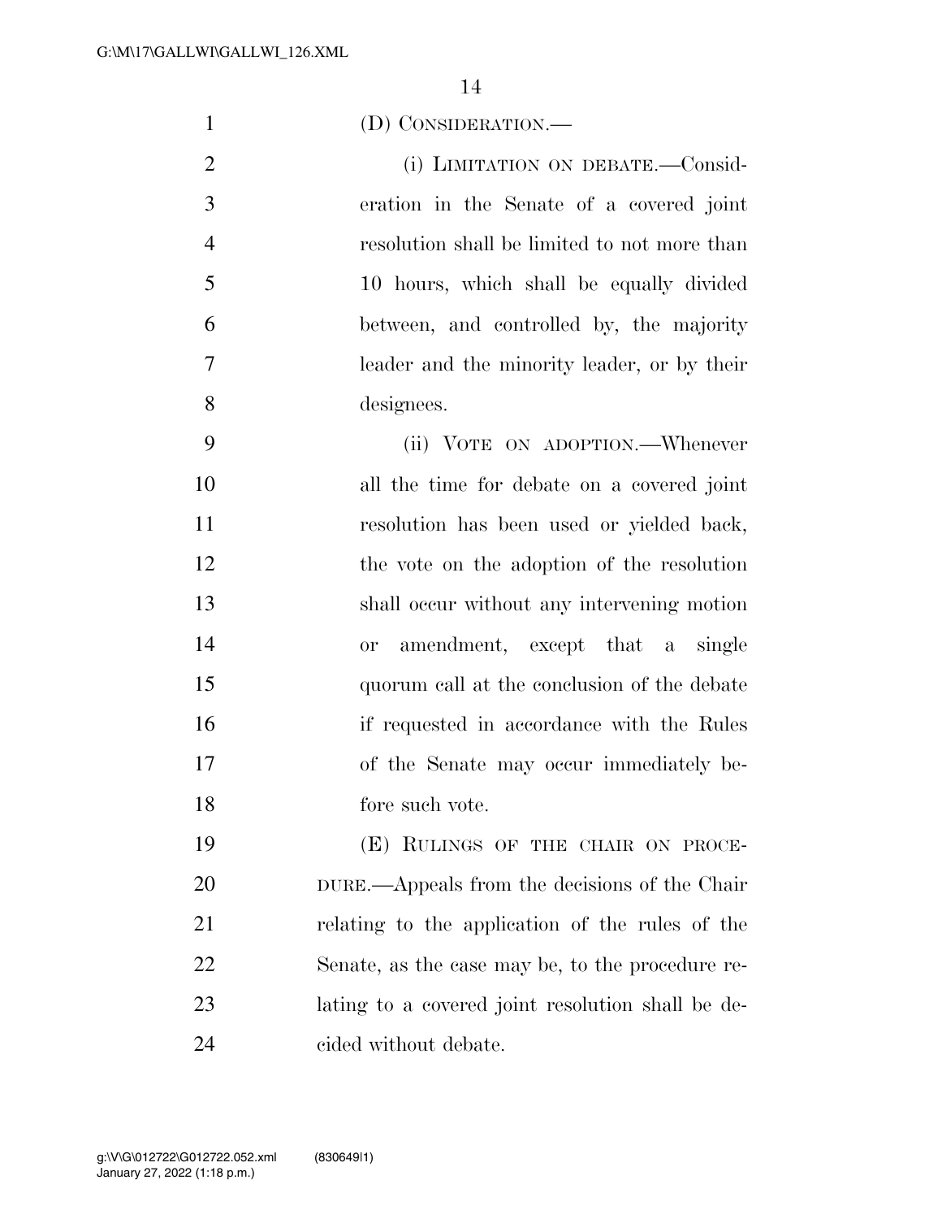(D) CONSIDERATION.—

(i) LIMITATION ON DEBATE.—Consideration in the Senate of a covered joint resolution shall be limited to not more than 10 hours, which shall be equally divided between, and controlled by, the majority leader and the minority leader, or by their designees.

(ii) VOTE ON ADOPTION.—Whenever all the time for debate on a covered joint resolution has been used or yielded back, the vote on the adoption of the resolution shall occur without any intervening motion or amendment, except that a single quorum call at the conclusion of the debate if requested in accordance with the Rules of the Senate may occur immediately before such vote.

(E) RULINGS OF THE CHAIR ON PROCEDURE.—Appeals from the decisions of the Chair relating to the application of the rules of the Senate, as the case may be, to the procedure relating to a covered joint resolution shall be decided without debate.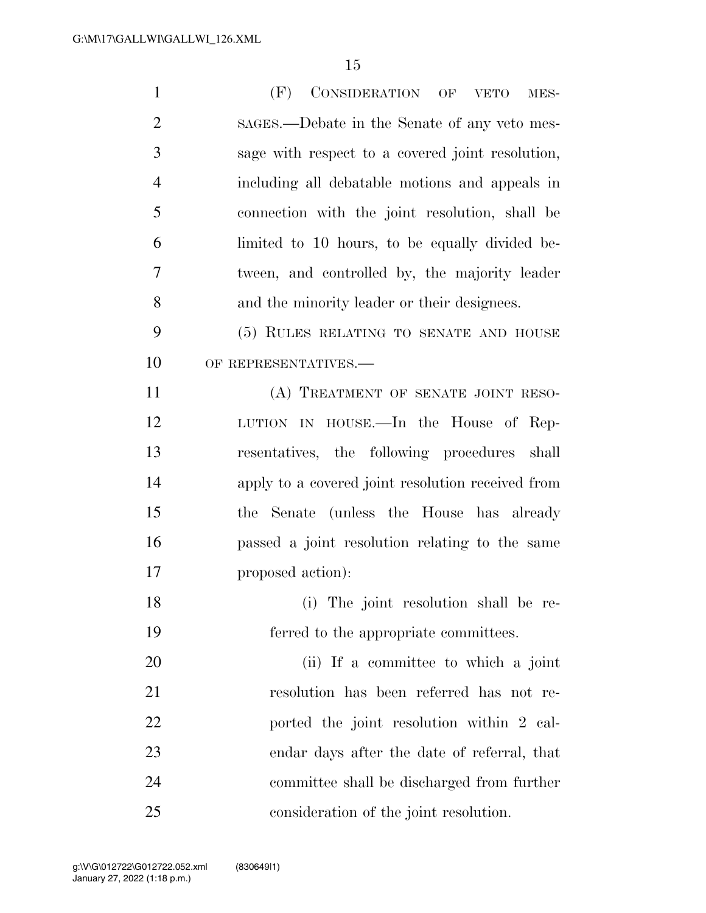(F) CONSIDERATION OF VETO MESSAGES.—Debate in the Senate of any veto message with respect to a covered joint resolution, including all debatable motions and appeals in connection with the joint resolution, shall be limited to 10 hours, to be equally divided between, and controlled by, the majority leader and the minority leader or their designees.

(5) RULES RELATING TO SENATE AND HOUSE OF REPRESENTATIVES.—

(A) TREATMENT OF SENATE JOINT RESOLUTION IN HOUSE.—In the House of Representatives, the following procedures shall apply to a covered joint resolution received from the Senate (unless the House has already passed a joint resolution relating to the same proposed action):

(i) The joint resolution shall be referred to the appropriate committees.

(ii) If a committee to which a joint resolution has been referred has not reported the joint resolution within 2 calendar days after the date of referral, that committee shall be discharged from further consideration of the joint resolution.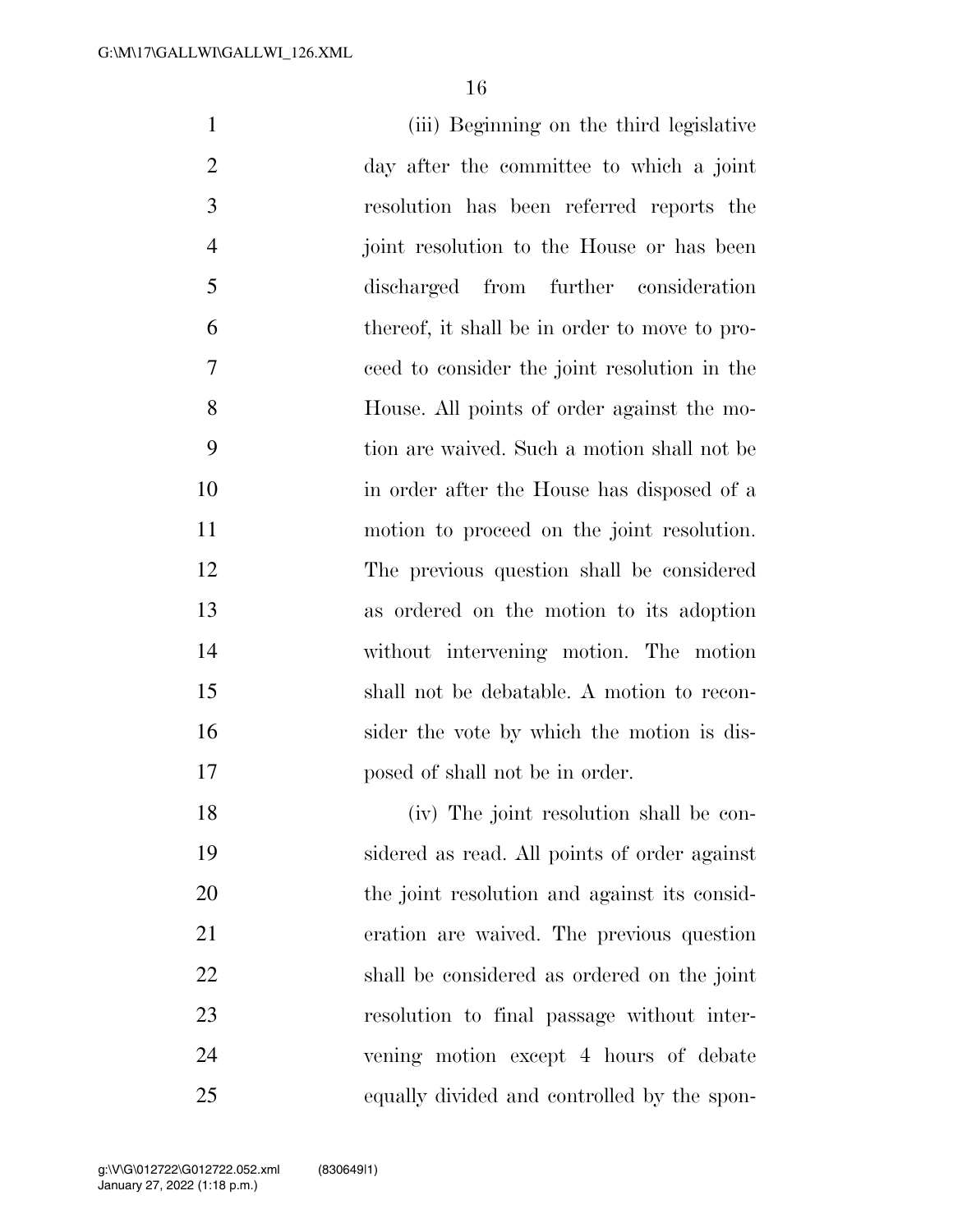(iii) Beginning on the third legislative day after the committee to which a joint resolution has been referred reports the joint resolution to the House or has been discharged from further consideration thereof, it shall be in order to move to proceed to consider the joint resolution in the House. All points of order against the motion are waived. Such a motion shall not be in order after the House has disposed of a motion to proceed on the joint resolution. The previous question shall be considered as ordered on the motion to its adoption without intervening motion. The motion shall not be debatable. A motion to reconsider the vote by which the motion is disposed of shall not be in order.

(iv) The joint resolution shall be considered as read. All points of order against the joint resolution and against its consideration are waived. The previous question shall be considered as ordered on the joint resolution to final passage without intervening motion except 4 hours of debate equally divided and controlled by the spon-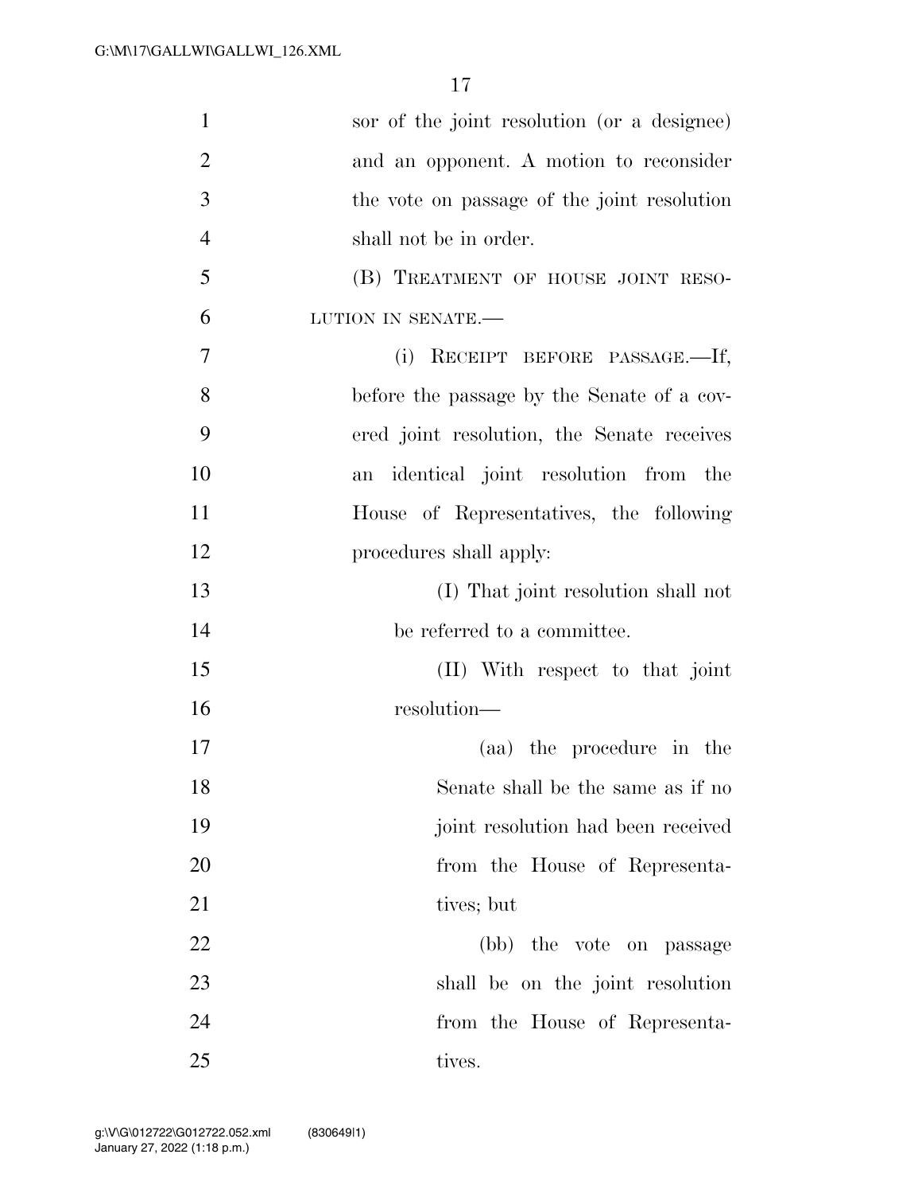sor of the joint resolution (or a designee) and an opponent. A motion to reconsider the vote on passage of the joint resolution shall not be in order.

(B) TREATMENT OF HOUSE JOINT RESOLUTION IN SENATE.—

(i) RECEIPT BEFORE PASSAGE.—If, before the passage by the Senate of a covered joint resolution, the Senate receives an identical joint resolution from the House of Representatives, the following procedures shall apply:

(I) That joint resolution shall not be referred to a committee.

(II) With respect to that joint resolution—

(aa) the procedure in the Senate shall be the same as if no joint resolution had been received from the House of Representatives; but

(bb) the vote on passage shall be on the joint resolution from the House of Representatives.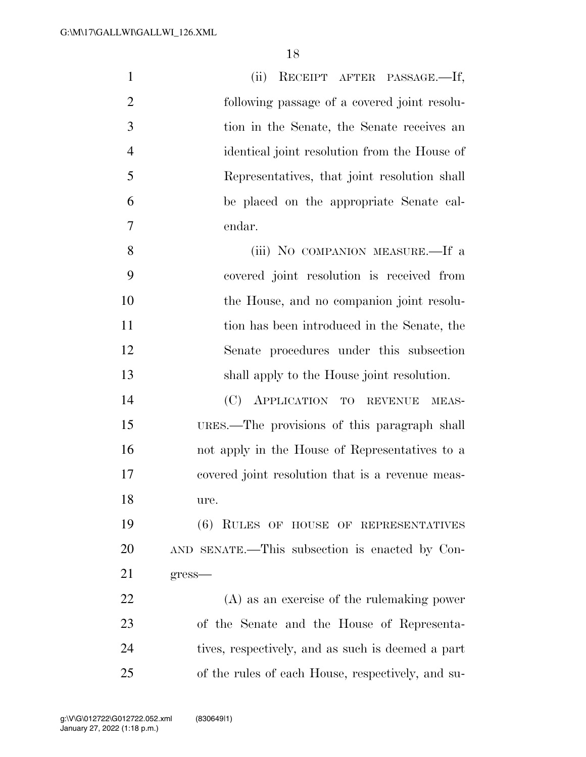(ii) RECEIPT AFTER PASSAGE.—If, following passage of a covered joint resolution in the Senate, the Senate receives an identical joint resolution from the House of Representatives, that joint resolution shall be placed on the appropriate Senate calendar.

(iii) NO COMPANION MEASURE.—If a covered joint resolution is received from the House, and no companion joint resolution has been introduced in the Senate, the Senate procedures under this subsection shall apply to the House joint resolution.

(C) APPLICATION TO REVENUE MEASURES.—The provisions of this paragraph shall not apply in the House of Representatives to a covered joint resolution that is a revenue measure.

(6) RULES OF HOUSE OF REPRESENTATIVES AND SENATE.—This subsection is enacted by Congress—

(A) as an exercise of the rulemaking power of the Senate and the House of Representatives, respectively, and as such is deemed a part of the rules of each House, respectively, and su-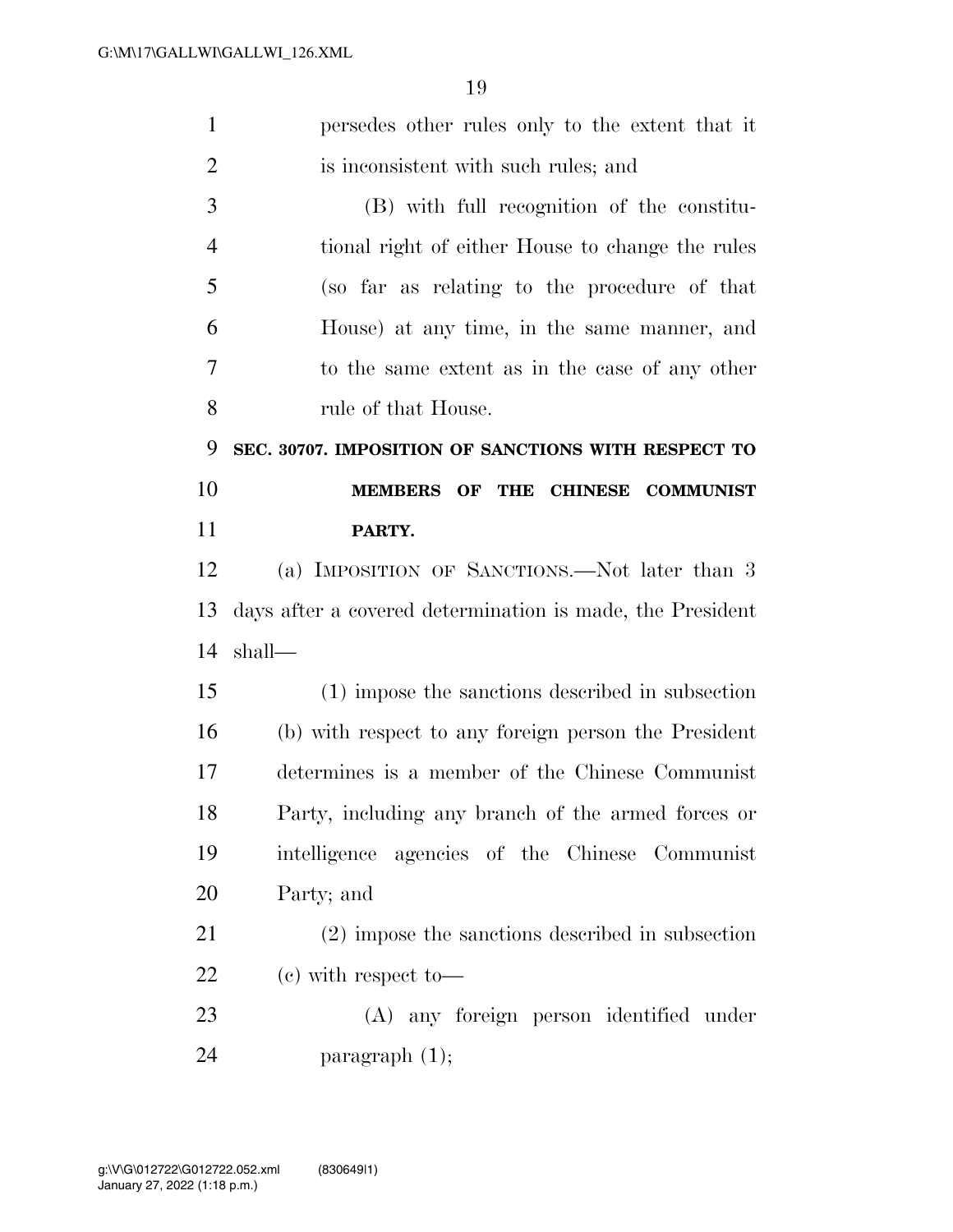persedes other rules only to the extent that it is inconsistent with such rules; and

(B) with full recognition of the constitutional right of either House to change the rules (so far as relating to the procedure of that House) at any time, in the same manner, and to the same extent as in the case of any other rule of that House.

**SEC. 30707. IMPOSITION OF SANCTIONS WITH RESPECT TO MEMBERS OF THE CHINESE COMMUNIST PARTY.**

(a) IMPOSITION OF SANCTIONS.—Not later than 3 days after a covered determination is made, the President shall—

(1) impose the sanctions described in subsection (b) with respect to any foreign person the President determines is a member of the Chinese Communist Party, including any branch of the armed forces or intelligence agencies of the Chinese Communist Party; and

(2) impose the sanctions described in subsection (c) with respect to—

(A) any foreign person identified under paragraph (1);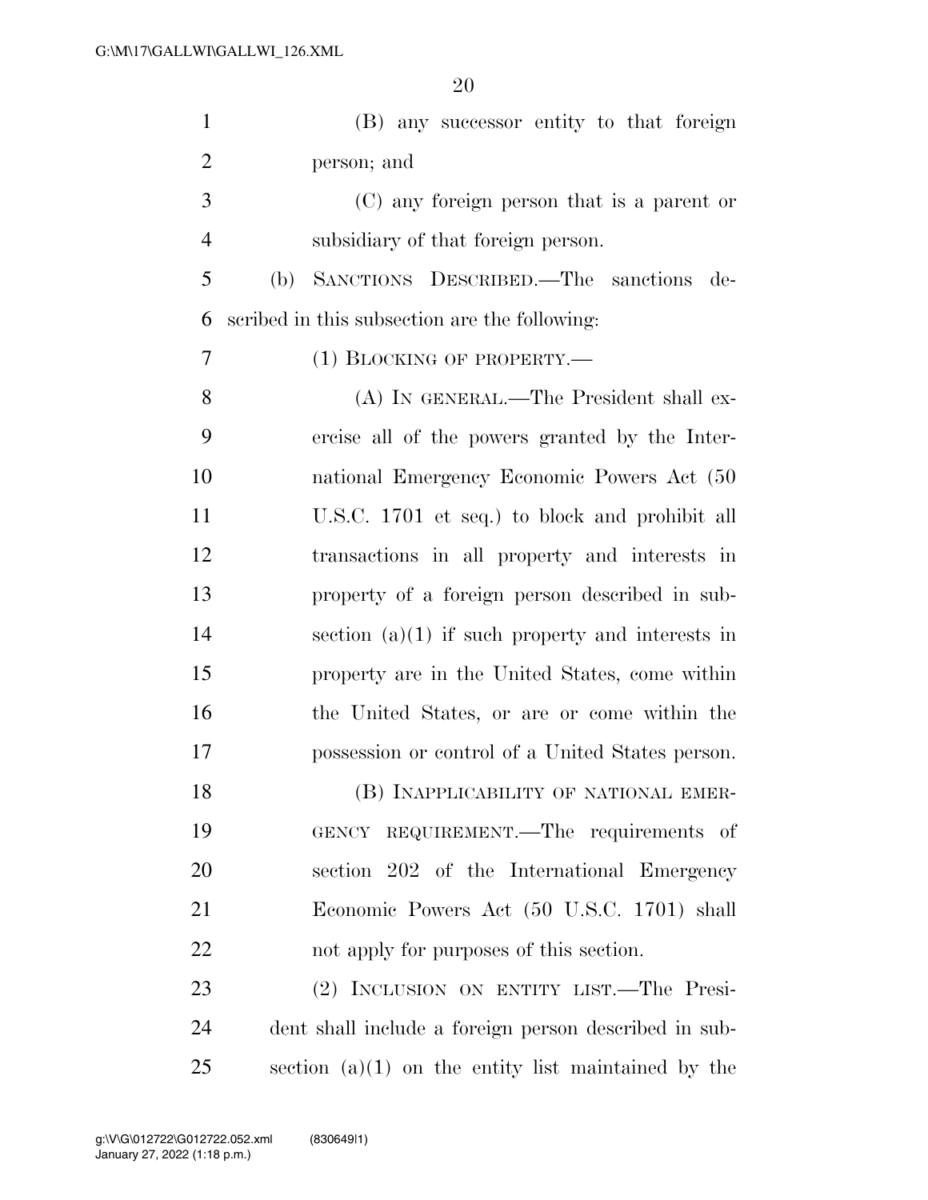(B) any successor entity to that foreign person; and

(C) any foreign person that is a parent or subsidiary of that foreign person.

(b) SANCTIONS DESCRIBED.—The sanctions described in this subsection are the following:

(1) BLOCKING OF PROPERTY.—

(A) IN GENERAL.—The President shall exercise all of the powers granted by the International Emergency Economic Powers Act (50 U.S.C. 1701 et seq.) to block and prohibit all transactions in all property and interests in property of a foreign person described in subsection (a)(1) if such property and interests in property are in the United States, come within the United States, or are or come within the possession or control of a United States person.

(B) INAPPLICABILITY OF NATIONAL EMERGENCY REQUIREMENT.—The requirements of section 202 of the International Emergency Economic Powers Act (50 U.S.C. 1701) shall not apply for purposes of this section.

(2) INCLUSION ON ENTITY LIST.—The President shall include a foreign person described in subsection (a)(1) on the entity list maintained by the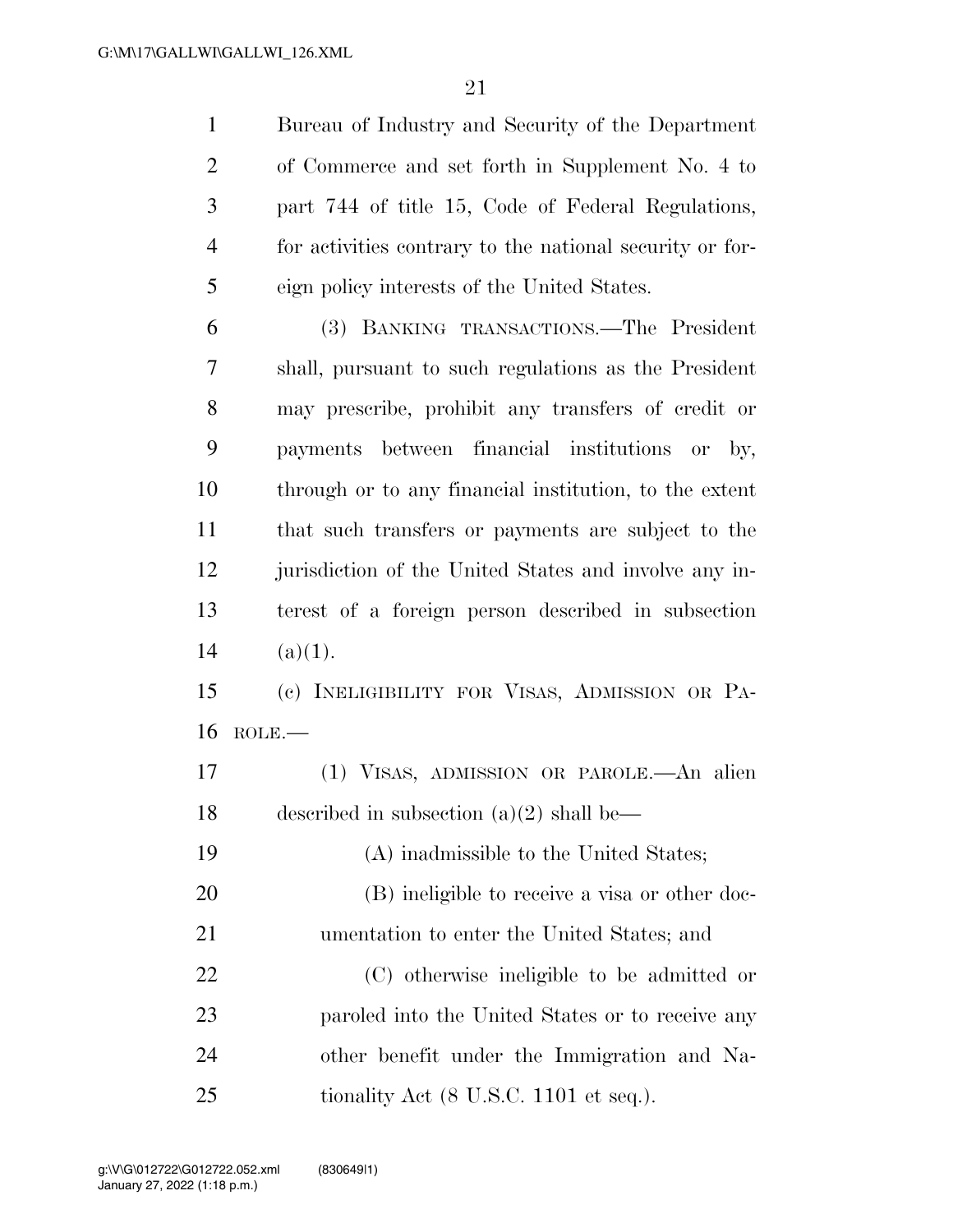Bureau of Industry and Security of the Department of Commerce and set forth in Supplement No. 4 to part 744 of title 15, Code of Federal Regulations, for activities contrary to the national security or foreign policy interests of the United States.

(3) BANKING TRANSACTIONS.—The President shall, pursuant to such regulations as the President may prescribe, prohibit any transfers of credit or payments between financial institutions or by, through or to any financial institution, to the extent that such transfers or payments are subject to the jurisdiction of the United States and involve any interest of a foreign person described in subsection (a)(1).

(c) INELIGIBILITY FOR VISAS, ADMISSION OR PAROLE.—

(1) VISAS, ADMISSION OR PAROLE.—An alien described in subsection (a)(2) shall be—

(A) inadmissible to the United States;

(B) ineligible to receive a visa or other documentation to enter the United States; and

(C) otherwise ineligible to be admitted or paroled into the United States or to receive any other benefit under the Immigration and Nationality Act (8 U.S.C. 1101 et seq.).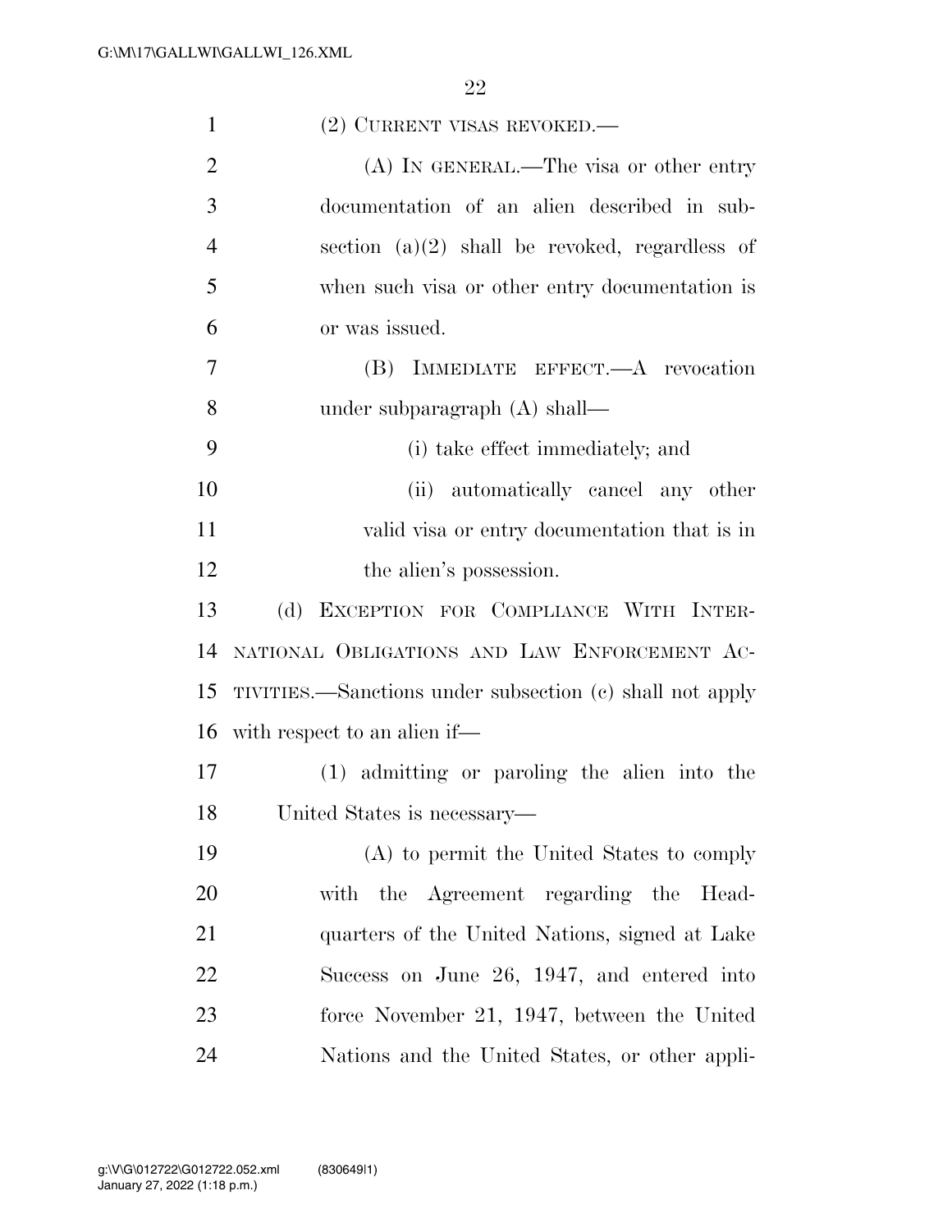(2) CURRENT VISAS REVOKED.—

(A) IN GENERAL.—The visa or other entry documentation of an alien described in subsection (a)(2) shall be revoked, regardless of when such visa or other entry documentation is or was issued.

(B) IMMEDIATE EFFECT.—A revocation under subparagraph (A) shall—

(i) take effect immediately; and

(ii) automatically cancel any other valid visa or entry documentation that is in the alien's possession.

(d) EXCEPTION FOR COMPLIANCE WITH INTERNATIONAL OBLIGATIONS AND LAW ENFORCEMENT ACTIVITIES.—Sanctions under subsection (c) shall not apply with respect to an alien if—

(1) admitting or paroling the alien into the United States is necessary—

(A) to permit the United States to comply with the Agreement regarding the Headquarters of the United Nations, signed at Lake Success on June 26, 1947, and entered into force November 21, 1947, between the United Nations and the United States, or other appli-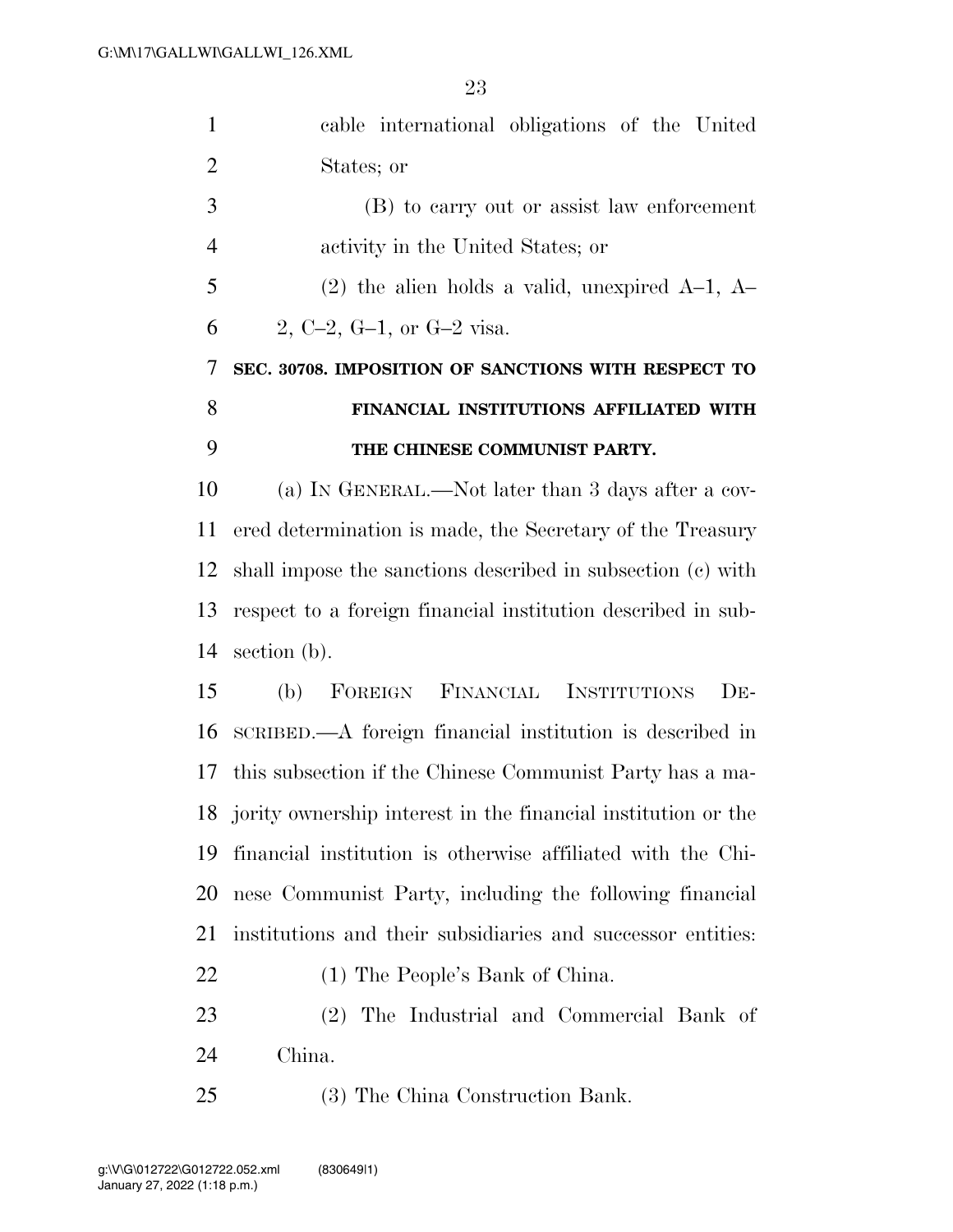cable international obligations of the United States; or

(B) to carry out or assist law enforcement activity in the United States; or

(2) the alien holds a valid, unexpired A–1, A–2, C–2, G–1, or G–2 visa.

### SEC. 30708. IMPOSITION OF SANCTIONS WITH RESPECT TO FINANCIAL INSTITUTIONS AFFILIATED WITH THE CHINESE COMMUNIST PARTY.

(a) IN GENERAL.—Not later than 3 days after a covered determination is made, the Secretary of the Treasury shall impose the sanctions described in subsection (c) with respect to a foreign financial institution described in subsection (b).

(b) FOREIGN FINANCIAL INSTITUTIONS DESCRIBED.—A foreign financial institution is described in this subsection if the Chinese Communist Party has a majority ownership interest in the financial institution or the financial institution is otherwise affiliated with the Chinese Communist Party, including the following financial institutions and their subsidiaries and successor entities:

(1) The People's Bank of China.

(2) The Industrial and Commercial Bank of China.

(3) The China Construction Bank.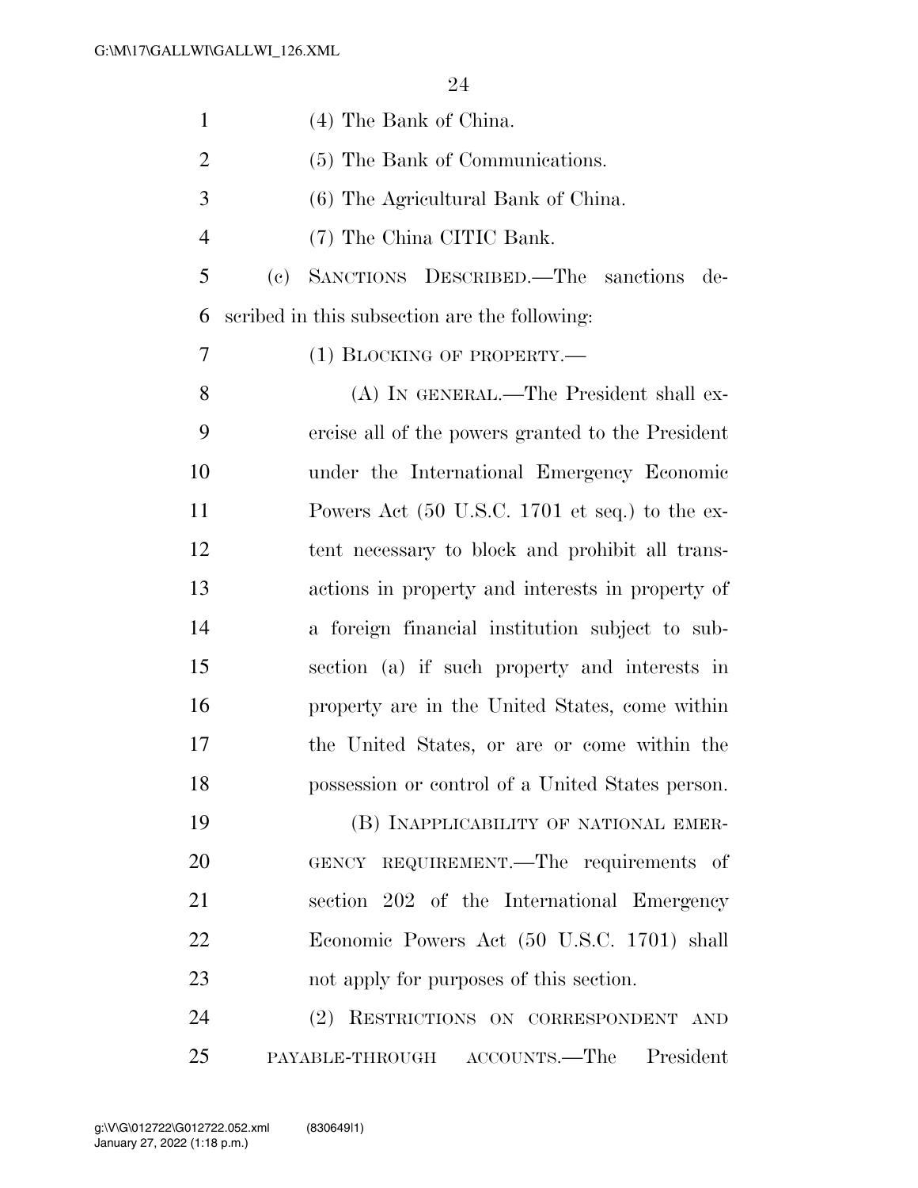(4) The Bank of China.

(5) The Bank of Communications.

(6) The Agricultural Bank of China.

(7) The China CITIC Bank.

(c) SANCTIONS DESCRIBED.—The sanctions described in this subsection are the following:

(1) BLOCKING OF PROPERTY.—

(A) IN GENERAL.—The President shall exercise all of the powers granted to the President under the International Emergency Economic Powers Act (50 U.S.C. 1701 et seq.) to the extent necessary to block and prohibit all transactions in property and interests in property of a foreign financial institution subject to subsection (a) if such property and interests in property are in the United States, come within the United States, or are or come within the possession or control of a United States person.

(B) INAPPLICABILITY OF NATIONAL EMERGENCY REQUIREMENT.—The requirements of section 202 of the International Emergency Economic Powers Act (50 U.S.C. 1701) shall not apply for purposes of this section.

(2) RESTRICTIONS ON CORRESPONDENT AND PAYABLE-THROUGH ACCOUNTS.—The President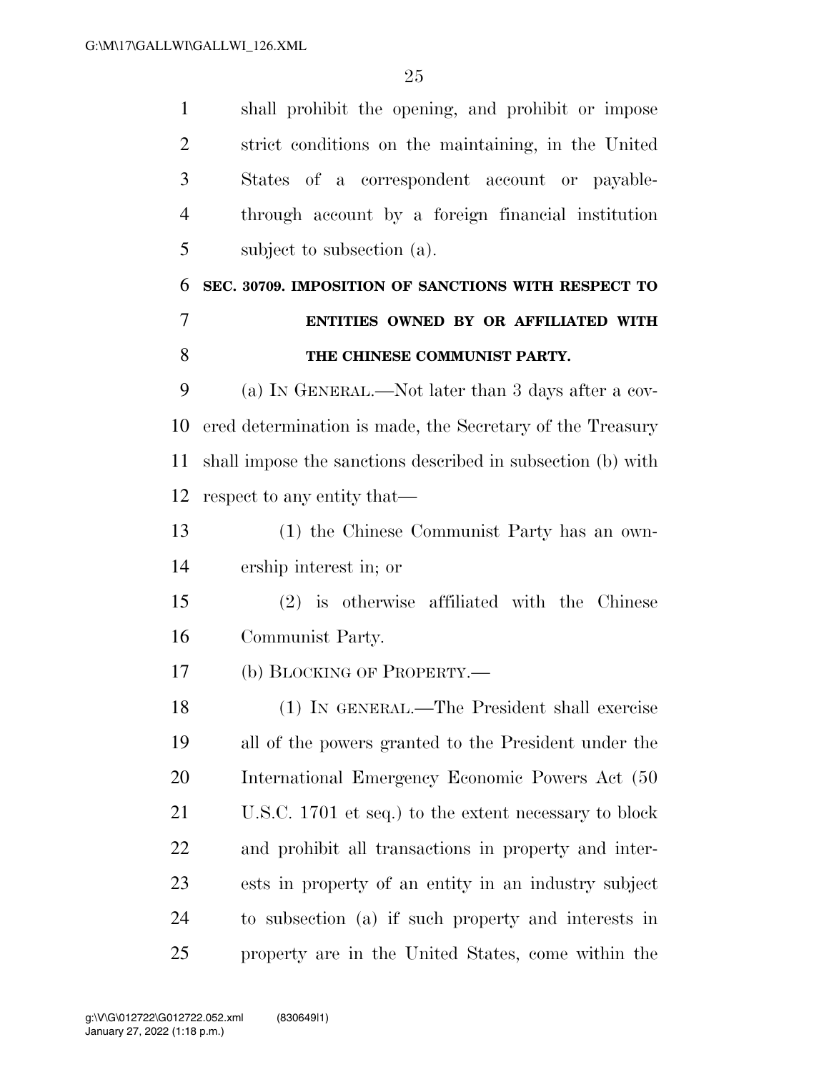shall prohibit the opening, and prohibit or impose strict conditions on the maintaining, in the United States of a correspondent account or payable-through account by a foreign financial institution subject to subsection (a).

### SEC. 30709. IMPOSITION OF SANCTIONS WITH RESPECT TO ENTITIES OWNED BY OR AFFILIATED WITH THE CHINESE COMMUNIST PARTY.

(a) IN GENERAL.—Not later than 3 days after a covered determination is made, the Secretary of the Treasury shall impose the sanctions described in subsection (b) with respect to any entity that—

(1) the Chinese Communist Party has an ownership interest in; or

(2) is otherwise affiliated with the Chinese Communist Party.

(b) BLOCKING OF PROPERTY.—

(1) IN GENERAL.—The President shall exercise all of the powers granted to the President under the International Emergency Economic Powers Act (50 U.S.C. 1701 et seq.) to the extent necessary to block and prohibit all transactions in property and interests in property of an entity in an industry subject to subsection (a) if such property and interests in property are in the United States, come within the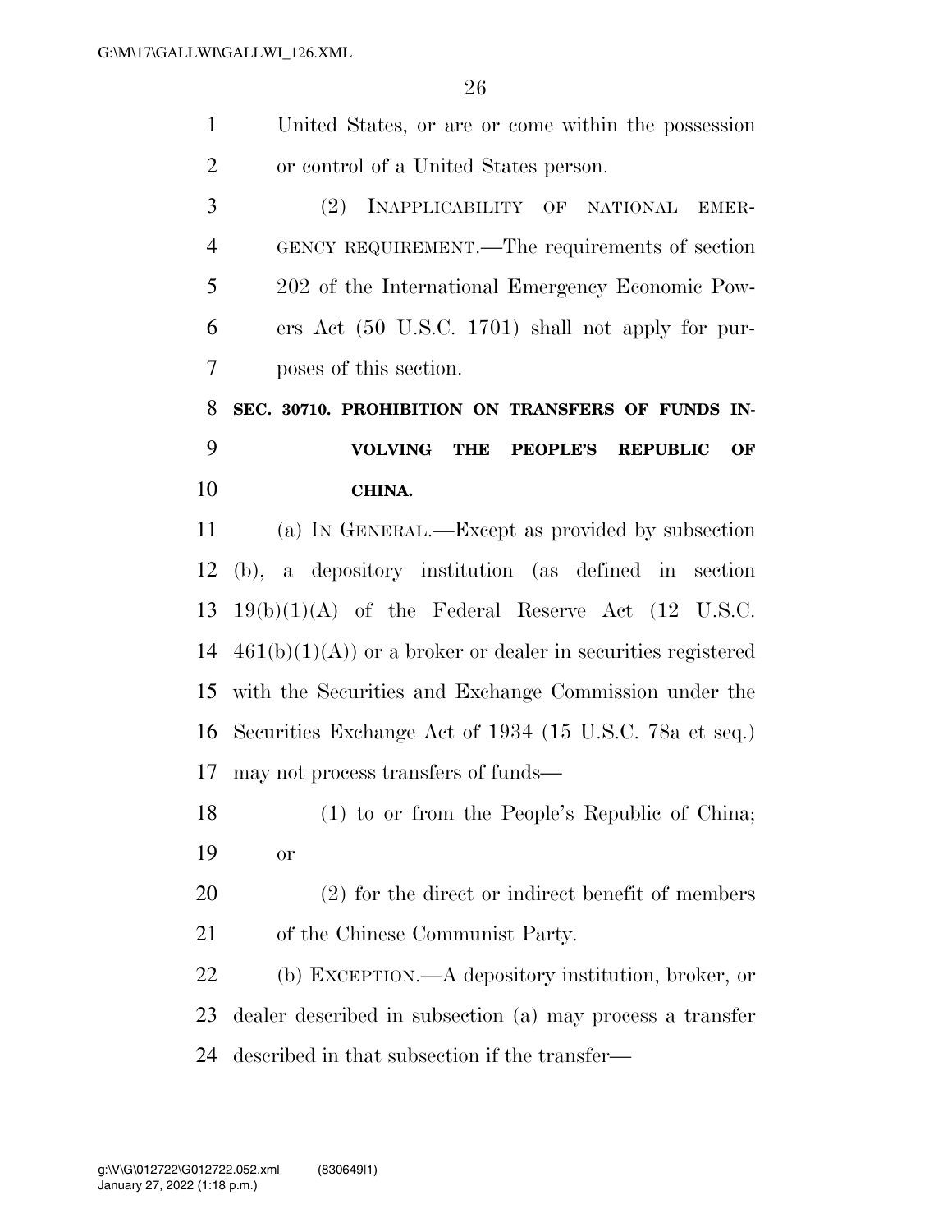United States, or are or come within the possession or control of a United States person.

(2) INAPPLICABILITY OF NATIONAL EMERGENCY REQUIREMENT.—The requirements of section 202 of the International Emergency Economic Powers Act (50 U.S.C. 1701) shall not apply for purposes of this section.

**SEC. 30710. PROHIBITION ON TRANSFERS OF FUNDS INVOLVING THE PEOPLE'S REPUBLIC OF CHINA.**

(a) IN GENERAL.—Except as provided by subsection (b), a depository institution (as defined in section 19(b)(1)(A) of the Federal Reserve Act (12 U.S.C. 461(b)(1)(A)) or a broker or dealer in securities registered with the Securities and Exchange Commission under the Securities Exchange Act of 1934 (15 U.S.C. 78a et seq.) may not process transfers of funds—

(1) to or from the People's Republic of China; or

(2) for the direct or indirect benefit of members of the Chinese Communist Party.

(b) EXCEPTION.—A depository institution, broker, or dealer described in subsection (a) may process a transfer described in that subsection if the transfer—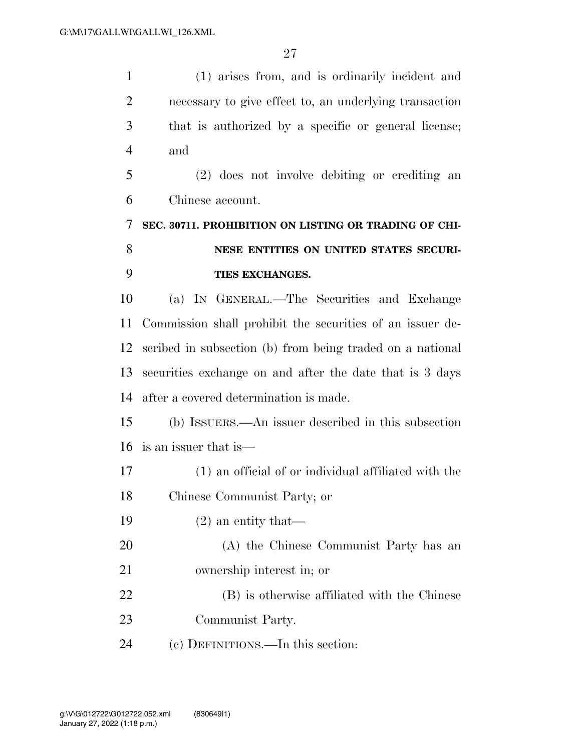(1) arises from, and is ordinarily incident and necessary to give effect to, an underlying transaction that is authorized by a specific or general license; and

(2) does not involve debiting or crediting an Chinese account.

### SEC. 30711. PROHIBITION ON LISTING OR TRADING OF CHINESE ENTITIES ON UNITED STATES SECURITIES EXCHANGES.

(a) IN GENERAL.—The Securities and Exchange Commission shall prohibit the securities of an issuer described in subsection (b) from being traded on a national securities exchange on and after the date that is 3 days after a covered determination is made.

(b) ISSUERS.—An issuer described in this subsection is an issuer that is—

(1) an official of or individual affiliated with the Chinese Communist Party; or

(2) an entity that—

(A) the Chinese Communist Party has an ownership interest in; or

(B) is otherwise affiliated with the Chinese Communist Party.

(c) DEFINITIONS.—In this section: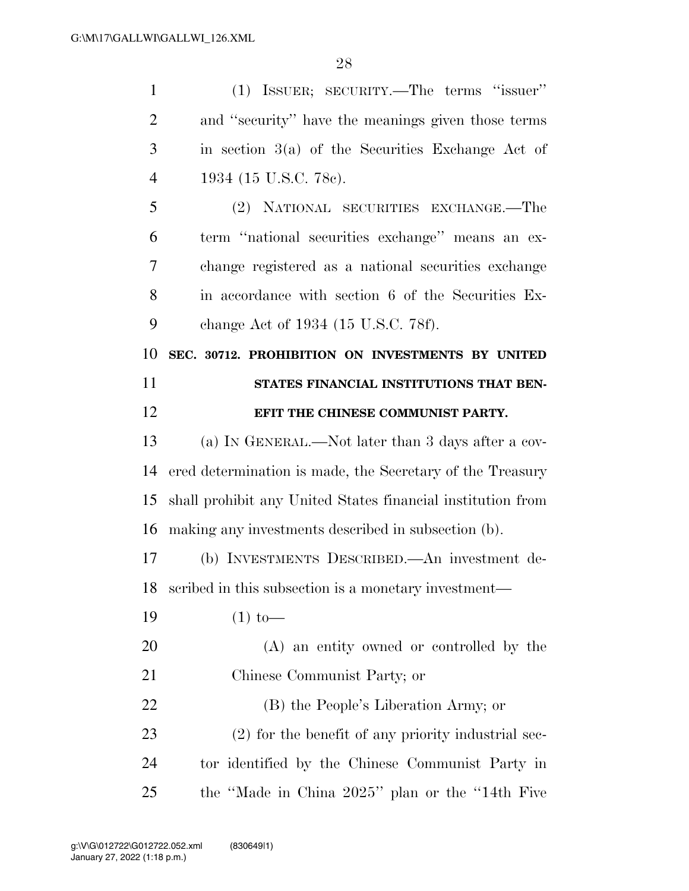(1) ISSUER; SECURITY.—The terms "issuer" and "security" have the meanings given those terms in section 3(a) of the Securities Exchange Act of 1934 (15 U.S.C. 78c).

(2) NATIONAL SECURITIES EXCHANGE.—The term "national securities exchange" means an exchange registered as a national securities exchange in accordance with section 6 of the Securities Exchange Act of 1934 (15 U.S.C. 78f).

**SEC. 30712. PROHIBITION ON INVESTMENTS BY UNITED STATES FINANCIAL INSTITUTIONS THAT BENEFIT THE CHINESE COMMUNIST PARTY.**

(a) IN GENERAL.—Not later than 3 days after a covered determination is made, the Secretary of the Treasury shall prohibit any United States financial institution from making any investments described in subsection (b).

(b) INVESTMENTS DESCRIBED.—An investment described in this subsection is a monetary investment—

(1) to—

(A) an entity owned or controlled by the Chinese Communist Party; or

(B) the People's Liberation Army; or

(2) for the benefit of any priority industrial sector identified by the Chinese Communist Party in the "Made in China 2025" plan or the "14th Five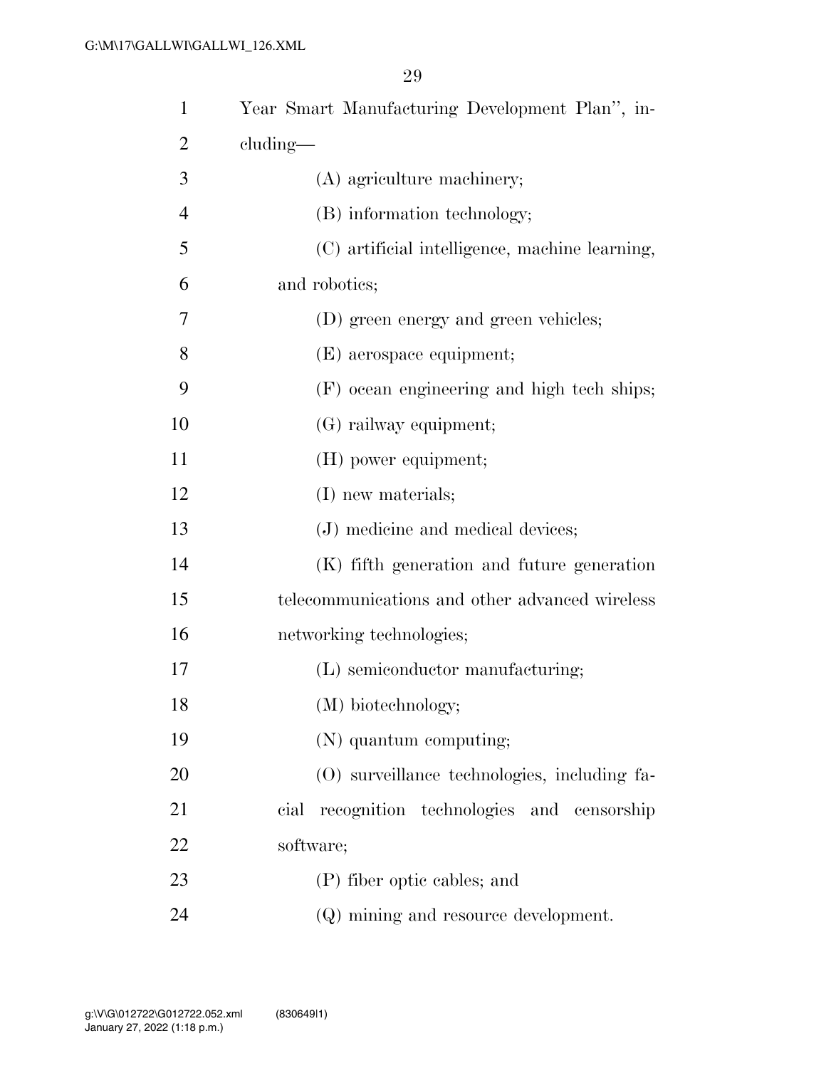Year Smart Manufacturing Development Plan'', including—

(A) agriculture machinery;

(B) information technology;

(C) artificial intelligence, machine learning, and robotics;

(D) green energy and green vehicles;

(E) aerospace equipment;

(F) ocean engineering and high tech ships;

(G) railway equipment;

(H) power equipment;

(I) new materials;

(J) medicine and medical devices;

(K) fifth generation and future generation telecommunications and other advanced wireless networking technologies;

(L) semiconductor manufacturing;

(M) biotechnology;

(N) quantum computing;

(O) surveillance technologies, including facial recognition technologies and censorship software;

(P) fiber optic cables; and

(Q) mining and resource development.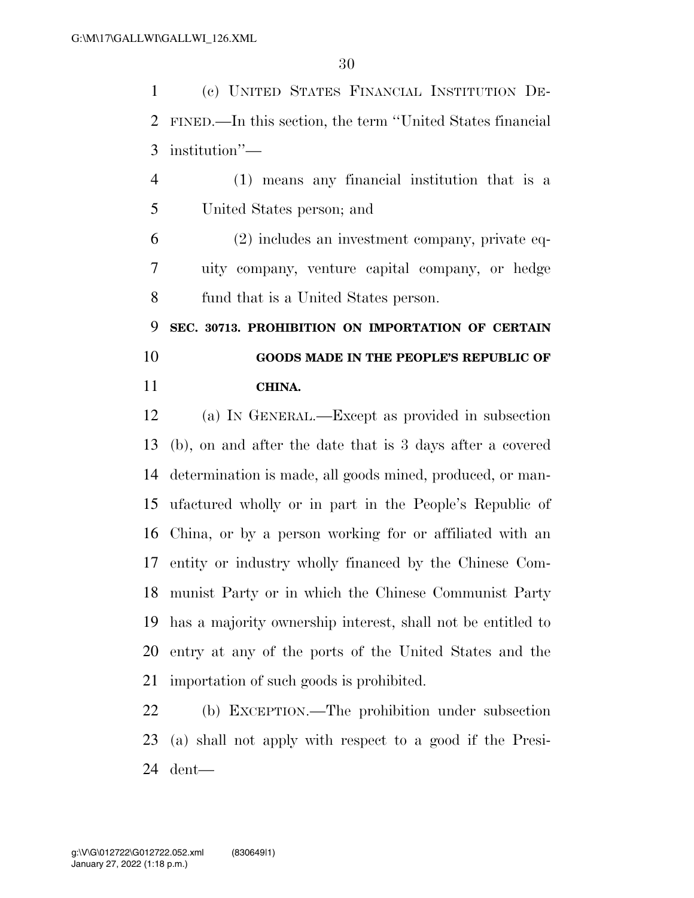(c) UNITED STATES FINANCIAL INSTITUTION DEFINED.—In this section, the term ''United States financial institution''—

(1) means any financial institution that is a United States person; and

(2) includes an investment company, private equity company, venture capital company, or hedge fund that is a United States person.

**SEC. 30713. PROHIBITION ON IMPORTATION OF CERTAIN GOODS MADE IN THE PEOPLE'S REPUBLIC OF CHINA.**

(a) IN GENERAL.—Except as provided in subsection (b), on and after the date that is 3 days after a covered determination is made, all goods mined, produced, or manufactured wholly or in part in the People's Republic of China, or by a person working for or affiliated with an entity or industry wholly financed by the Chinese Communist Party or in which the Chinese Communist Party has a majority ownership interest, shall not be entitled to entry at any of the ports of the United States and the importation of such goods is prohibited.

(b) EXCEPTION.—The prohibition under subsection (a) shall not apply with respect to a good if the President—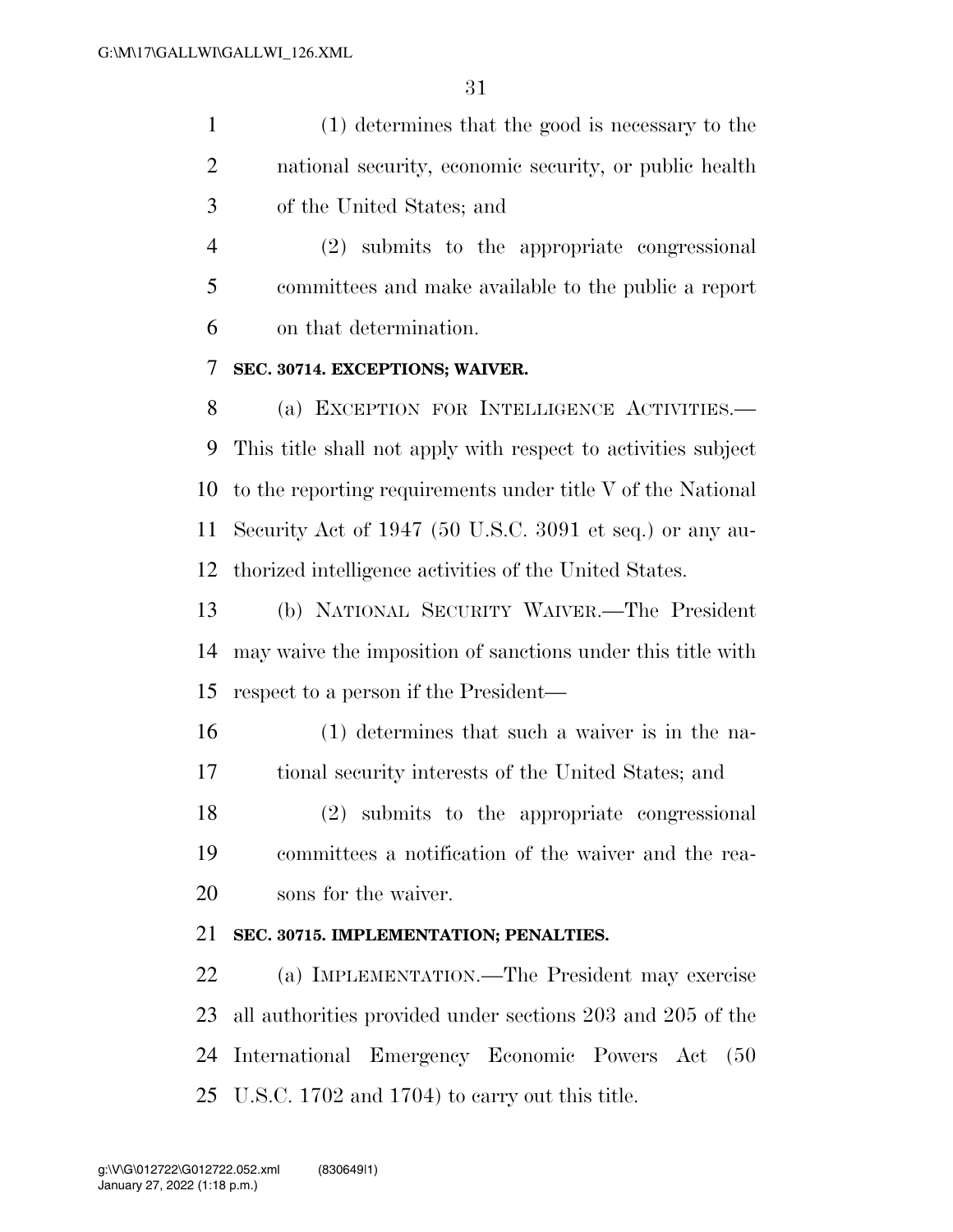(1) determines that the good is necessary to the national security, economic security, or public health of the United States; and

(2) submits to the appropriate congressional committees and make available to the public a report on that determination.

### SEC. 30714. EXCEPTIONS; WAIVER.

(a) EXCEPTION FOR INTELLIGENCE ACTIVITIES.—This title shall not apply with respect to activities subject to the reporting requirements under title V of the National Security Act of 1947 (50 U.S.C. 3091 et seq.) or any authorized intelligence activities of the United States.

(b) NATIONAL SECURITY WAIVER.—The President may waive the imposition of sanctions under this title with respect to a person if the President—

(1) determines that such a waiver is in the national security interests of the United States; and

(2) submits to the appropriate congressional committees a notification of the waiver and the reasons for the waiver.

### SEC. 30715. IMPLEMENTATION; PENALTIES.

(a) IMPLEMENTATION.—The President may exercise all authorities provided under sections 203 and 205 of the International Emergency Economic Powers Act (50 U.S.C. 1702 and 1704) to carry out this title.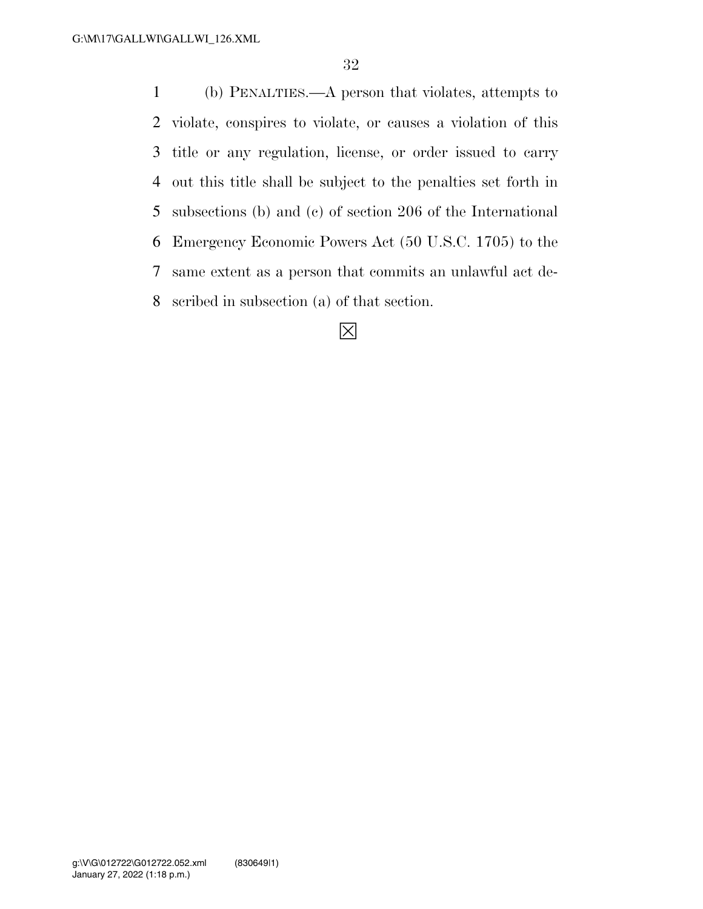(b) PENALTIES.—A person that violates, attempts to violate, conspires to violate, or causes a violation of this title or any regulation, license, or order issued to carry out this title shall be subject to the penalties set forth in subsections (b) and (c) of section 206 of the International Emergency Economic Powers Act (50 U.S.C. 1705) to the same extent as a person that commits an unlawful act described in subsection (a) of that section.

☒